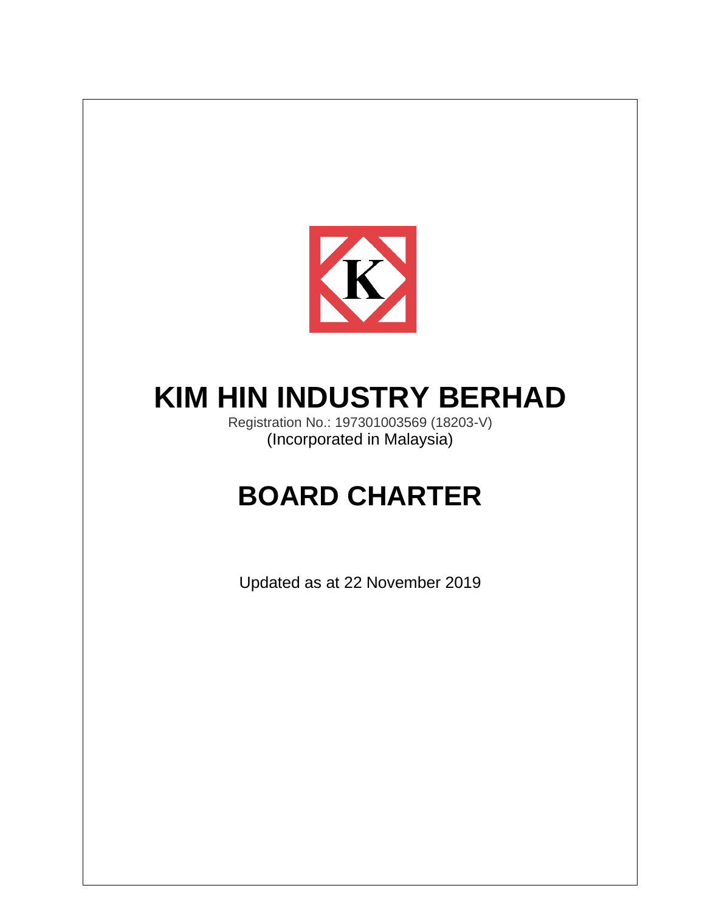# KIM HIN INDUSTRY BERHAD

Registration No.: 197301003569 (18203-V)
(Incorporated in Malaysia)

# BOARD CHARTER

Updated as at 22 November 2019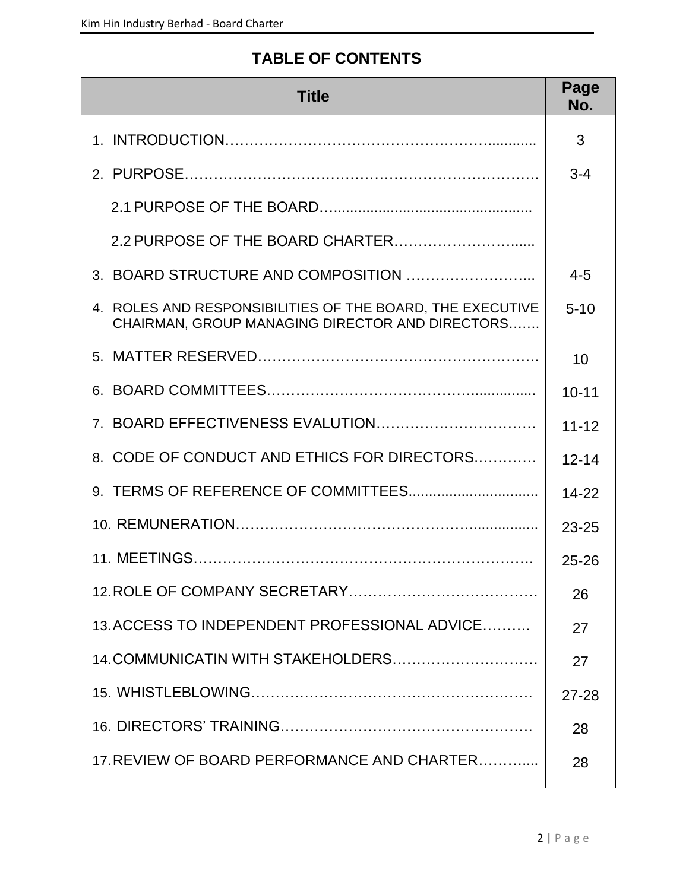# TABLE OF CONTENTS

| Title | Page No. |
|---|---|
| 1. INTRODUCTION………………………………………………….......... | 3 |
| 2. PURPOSE………………………………………………………………. | 3-4 |
| 2.1 PURPOSE OF THE BOARD…................................................ | |
| 2.2 PURPOSE OF THE BOARD CHARTER……………………...... | |
| 3. BOARD STRUCTURE AND COMPOSITION …………………….. | 4-5 |
| 4. ROLES AND RESPONSIBILITIES OF THE BOARD, THE EXECUTIVE CHAIRMAN, GROUP MANAGING DIRECTOR AND DIRECTORS……. | 5-10 |
| 5. MATTER RESERVED………………………………………………. | 10 |
| 6. BOARD COMMITTEES……………………………………............... | 10-11 |
| 7. BOARD EFFECTIVENESS EVALUTION…………………………… | 11-12 |
| 8. CODE OF CONDUCT AND ETHICS FOR DIRECTORS………… | 12-14 |
| 9. TERMS OF REFERENCE OF COMMITTEES............................... | 14-22 |
| 10. REMUNERATION………………………………………….................. | 23-25 |
| 11. MEETINGS……………………………………………………………. | 25-26 |
| 12. ROLE OF COMPANY SECRETARY………………………………… | 26 |
| 13. ACCESS TO INDEPENDENT PROFESSIONAL ADVICE………. | 27 |
| 14. COMMUNICATIN WITH STAKEHOLDERS………………………… | 27 |
| 15. WHISTLEBLOWING…………………………………………………. | 27-28 |
| 16. DIRECTORS' TRAINING……………………………………………. | 28 |
| 17. REVIEW OF BOARD PERFORMANCE AND CHARTER……….... | 28 |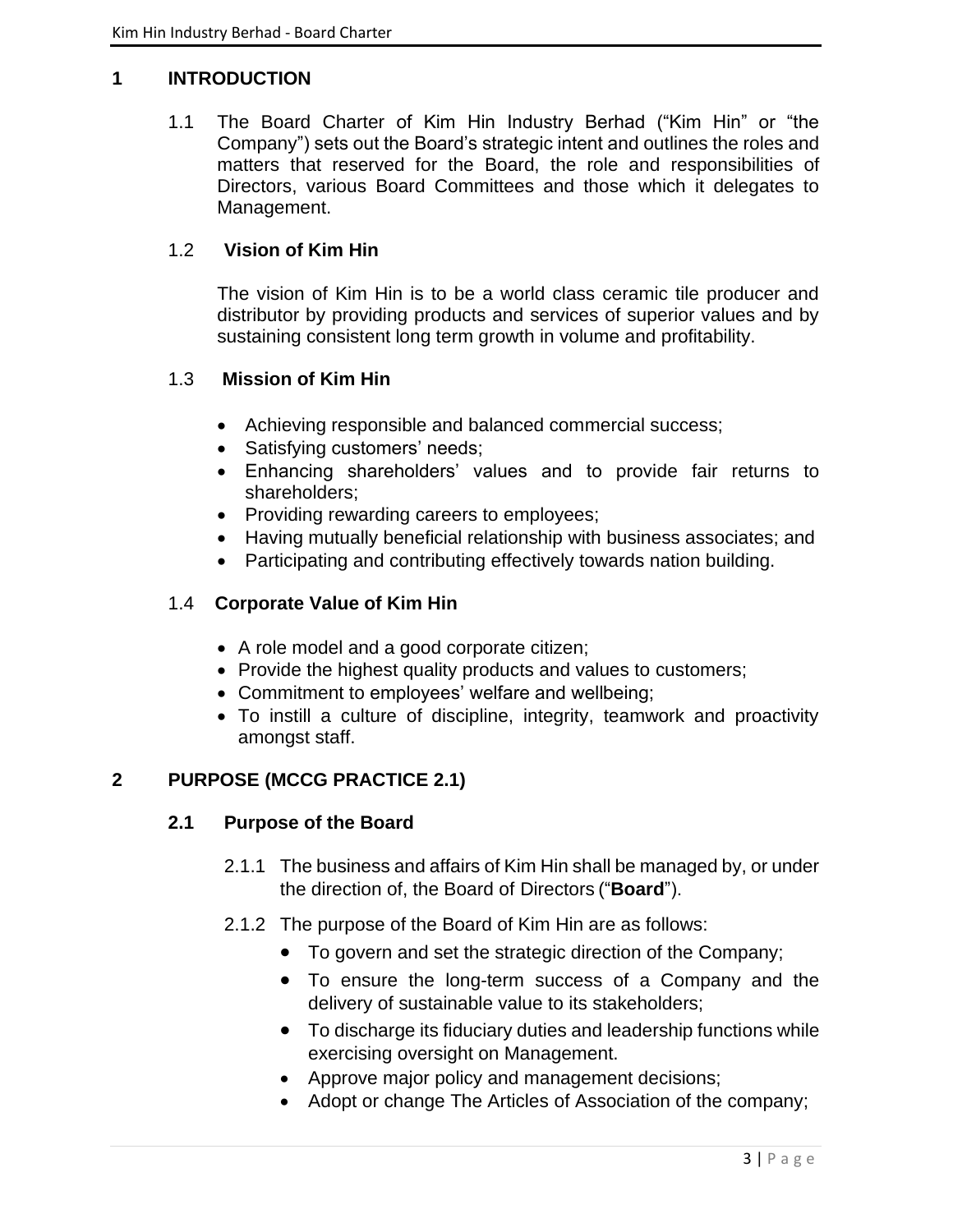# 1 INTRODUCTION

1.1 The Board Charter of Kim Hin Industry Berhad ("Kim Hin" or "the Company") sets out the Board's strategic intent and outlines the roles and matters that reserved for the Board, the role and responsibilities of Directors, various Board Committees and those which it delegates to Management.

## 1.2 Vision of Kim Hin

The vision of Kim Hin is to be a world class ceramic tile producer and distributor by providing products and services of superior values and by sustaining consistent long term growth in volume and profitability.

## 1.3 Mission of Kim Hin

- Achieving responsible and balanced commercial success;
- Satisfying customers' needs;
- Enhancing shareholders' values and to provide fair returns to shareholders;
- Providing rewarding careers to employees;
- Having mutually beneficial relationship with business associates; and
- Participating and contributing effectively towards nation building.

## 1.4 Corporate Value of Kim Hin

- A role model and a good corporate citizen;
- Provide the highest quality products and values to customers;
- Commitment to employees' welfare and wellbeing;
- To instill a culture of discipline, integrity, teamwork and proactivity amongst staff.

# 2 PURPOSE (MCCG PRACTICE 2.1)

## 2.1 Purpose of the Board

2.1.1 The business and affairs of Kim Hin shall be managed by, or under the direction of, the Board of Directors ("**Board**").

2.1.2 The purpose of the Board of Kim Hin are as follows:

- To govern and set the strategic direction of the Company;
- To ensure the long-term success of a Company and the delivery of sustainable value to its stakeholders;
- To discharge its fiduciary duties and leadership functions while exercising oversight on Management.
- Approve major policy and management decisions;
- Adopt or change The Articles of Association of the company;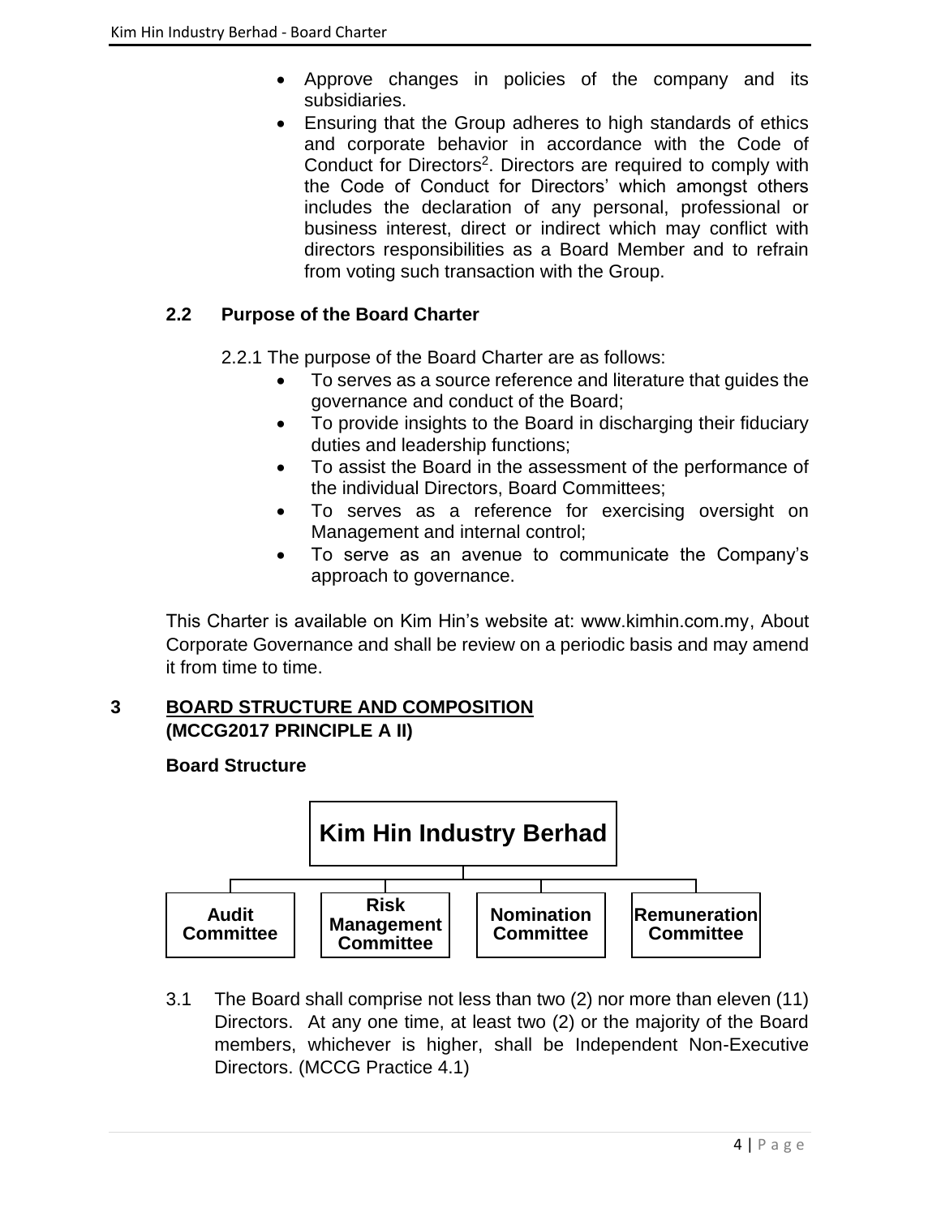- Approve changes in policies of the company and its subsidiaries.
- Ensuring that the Group adheres to high standards of ethics and corporate behavior in accordance with the Code of Conduct for Directors[2]. Directors are required to comply with the Code of Conduct for Directors' which amongst others includes the declaration of any personal, professional or business interest, direct or indirect which may conflict with directors responsibilities as a Board Member and to refrain from voting such transaction with the Group.

### 2.2 Purpose of the Board Charter

2.2.1 The purpose of the Board Charter are as follows:

- To serves as a source reference and literature that guides the governance and conduct of the Board;
- To provide insights to the Board in discharging their fiduciary duties and leadership functions;
- To assist the Board in the assessment of the performance of the individual Directors, Board Committees;
- To serves as a reference for exercising oversight on Management and internal control;
- To serve as an avenue to communicate the Company's approach to governance.

This Charter is available on Kim Hin's website at: www.kimhin.com.my, About Corporate Governance and shall be review on a periodic basis and may amend it from time to time.

## 3 BOARD STRUCTURE AND COMPOSITION (MCCG2017 PRINCIPLE A II)

**Board Structure**

**Kim Hin Industry Berhad**

- **Audit Committee**
- **Risk Management Committee**
- **Nomination Committee**
- **Remuneration Committee**

3.1 The Board shall comprise not less than two (2) nor more than eleven (11) Directors. At any one time, at least two (2) or the majority of the Board members, whichever is higher, shall be Independent Non-Executive Directors. (MCCG Practice 4.1)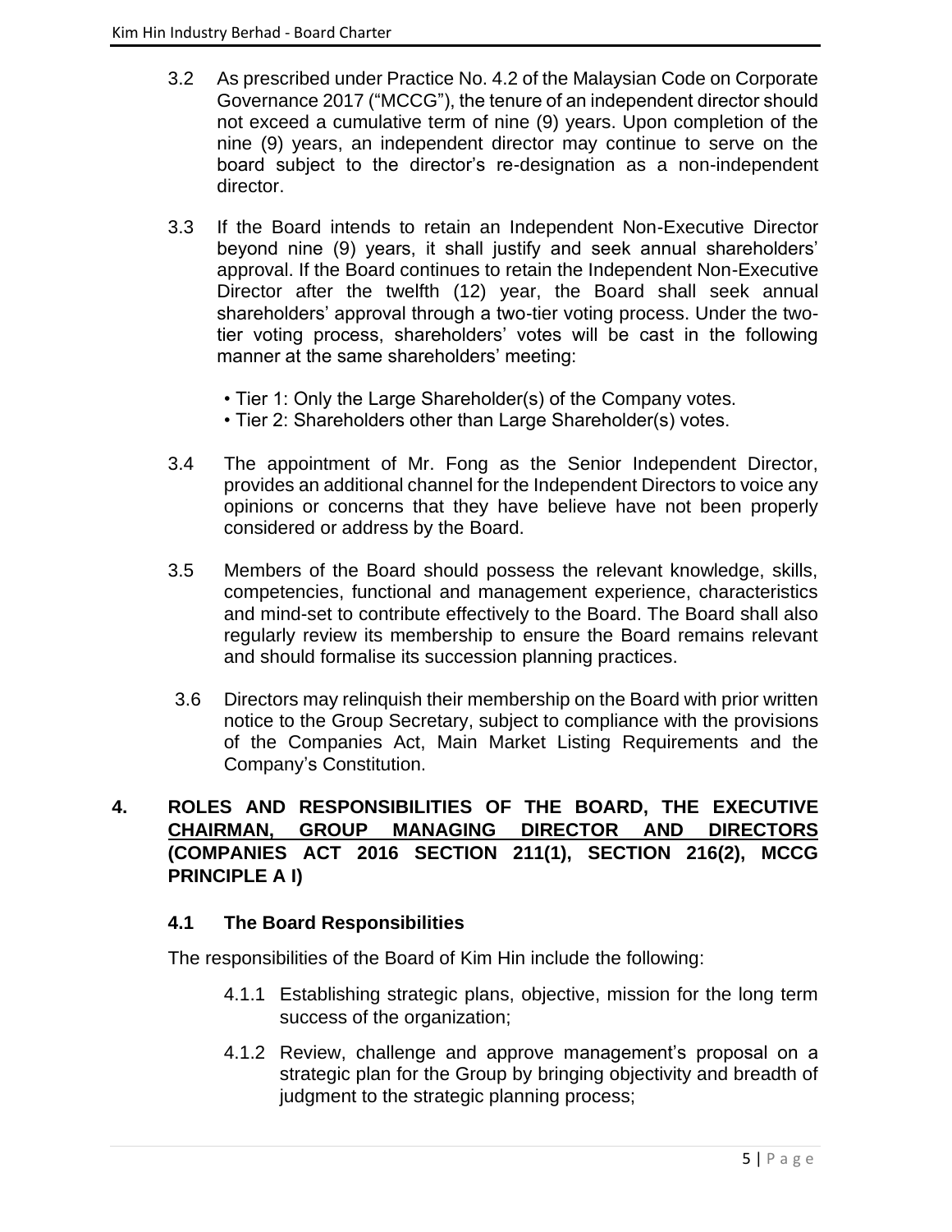3.2 As prescribed under Practice No. 4.2 of the Malaysian Code on Corporate Governance 2017 ("MCCG"), the tenure of an independent director should not exceed a cumulative term of nine (9) years. Upon completion of the nine (9) years, an independent director may continue to serve on the board subject to the director's re-designation as a non-independent director.

3.3 If the Board intends to retain an Independent Non-Executive Director beyond nine (9) years, it shall justify and seek annual shareholders' approval. If the Board continues to retain the Independent Non-Executive Director after the twelfth (12) year, the Board shall seek annual shareholders' approval through a two-tier voting process. Under the two-tier voting process, shareholders' votes will be cast in the following manner at the same shareholders' meeting:

- Tier 1: Only the Large Shareholder(s) of the Company votes.
- Tier 2: Shareholders other than Large Shareholder(s) votes.

3.4 The appointment of Mr. Fong as the Senior Independent Director, provides an additional channel for the Independent Directors to voice any opinions or concerns that they have believe have not been properly considered or address by the Board.

3.5 Members of the Board should possess the relevant knowledge, skills, competencies, functional and management experience, characteristics and mind-set to contribute effectively to the Board. The Board shall also regularly review its membership to ensure the Board remains relevant and should formalise its succession planning practices.

3.6 Directors may relinquish their membership on the Board with prior written notice to the Group Secretary, subject to compliance with the provisions of the Companies Act, Main Market Listing Requirements and the Company's Constitution.

## 4. ROLES AND RESPONSIBILITIES OF THE BOARD, THE EXECUTIVE CHAIRMAN, GROUP MANAGING DIRECTOR AND DIRECTORS (COMPANIES ACT 2016 SECTION 211(1), SECTION 216(2), MCCG PRINCIPLE A I)

### 4.1 The Board Responsibilities

The responsibilities of the Board of Kim Hin include the following:

4.1.1 Establishing strategic plans, objective, mission for the long term success of the organization;

4.1.2 Review, challenge and approve management's proposal on a strategic plan for the Group by bringing objectivity and breadth of judgment to the strategic planning process;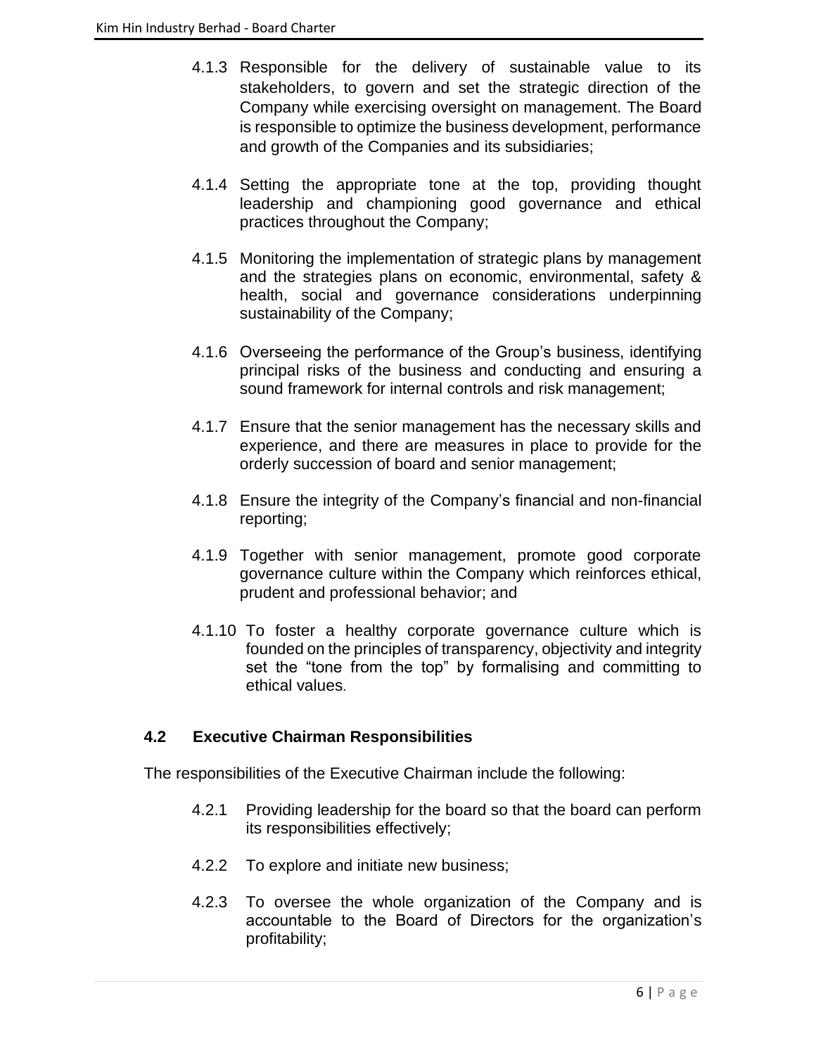4.1.3 Responsible for the delivery of sustainable value to its stakeholders, to govern and set the strategic direction of the Company while exercising oversight on management. The Board is responsible to optimize the business development, performance and growth of the Companies and its subsidiaries;

4.1.4 Setting the appropriate tone at the top, providing thought leadership and championing good governance and ethical practices throughout the Company;

4.1.5 Monitoring the implementation of strategic plans by management and the strategies plans on economic, environmental, safety & health, social and governance considerations underpinning sustainability of the Company;

4.1.6 Overseeing the performance of the Group's business, identifying principal risks of the business and conducting and ensuring a sound framework for internal controls and risk management;

4.1.7 Ensure that the senior management has the necessary skills and experience, and there are measures in place to provide for the orderly succession of board and senior management;

4.1.8 Ensure the integrity of the Company's financial and non-financial reporting;

4.1.9 Together with senior management, promote good corporate governance culture within the Company which reinforces ethical, prudent and professional behavior; and

4.1.10 To foster a healthy corporate governance culture which is founded on the principles of transparency, objectivity and integrity set the "tone from the top" by formalising and committing to ethical values.

### 4.2 Executive Chairman Responsibilities

The responsibilities of the Executive Chairman include the following:

4.2.1 Providing leadership for the board so that the board can perform its responsibilities effectively;

4.2.2 To explore and initiate new business;

4.2.3 To oversee the whole organization of the Company and is accountable to the Board of Directors for the organization's profitability;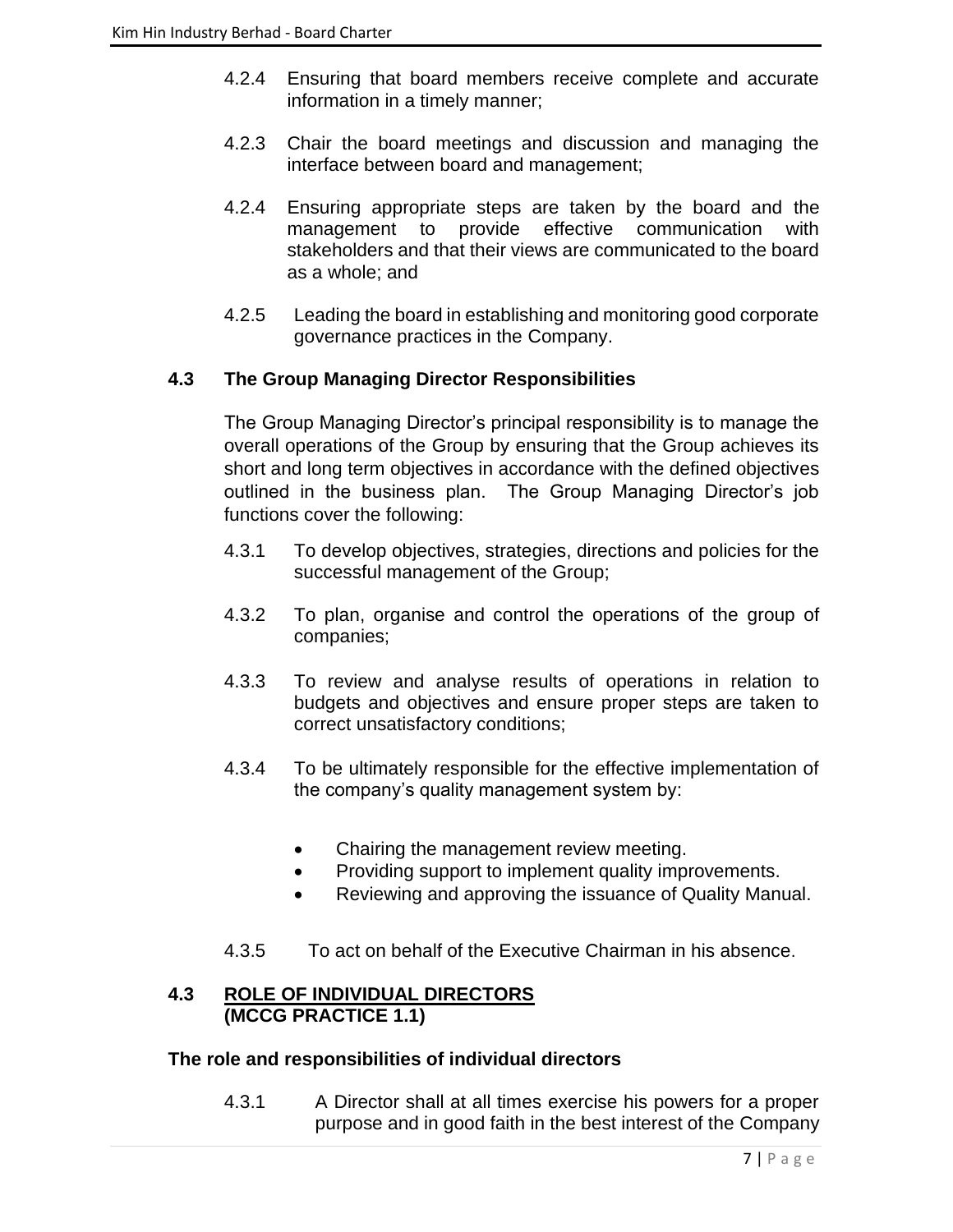4.2.4 Ensuring that board members receive complete and accurate information in a timely manner;

4.2.3 Chair the board meetings and discussion and managing the interface between board and management;

4.2.4 Ensuring appropriate steps are taken by the board and the management to provide effective communication with stakeholders and that their views are communicated to the board as a whole; and

4.2.5 Leading the board in establishing and monitoring good corporate governance practices in the Company.

### 4.3 The Group Managing Director Responsibilities

The Group Managing Director's principal responsibility is to manage the overall operations of the Group by ensuring that the Group achieves its short and long term objectives in accordance with the defined objectives outlined in the business plan. The Group Managing Director's job functions cover the following:

4.3.1 To develop objectives, strategies, directions and policies for the successful management of the Group;

4.3.2 To plan, organise and control the operations of the group of companies;

4.3.3 To review and analyse results of operations in relation to budgets and objectives and ensure proper steps are taken to correct unsatisfactory conditions;

4.3.4 To be ultimately responsible for the effective implementation of the company's quality management system by:

- Chairing the management review meeting.
- Providing support to implement quality improvements.
- Reviewing and approving the issuance of Quality Manual.

4.3.5 To act on behalf of the Executive Chairman in his absence.

### 4.3 ROLE OF INDIVIDUAL DIRECTORS (MCCG PRACTICE 1.1)

**The role and responsibilities of individual directors**

4.3.1 A Director shall at all times exercise his powers for a proper purpose and in good faith in the best interest of the Company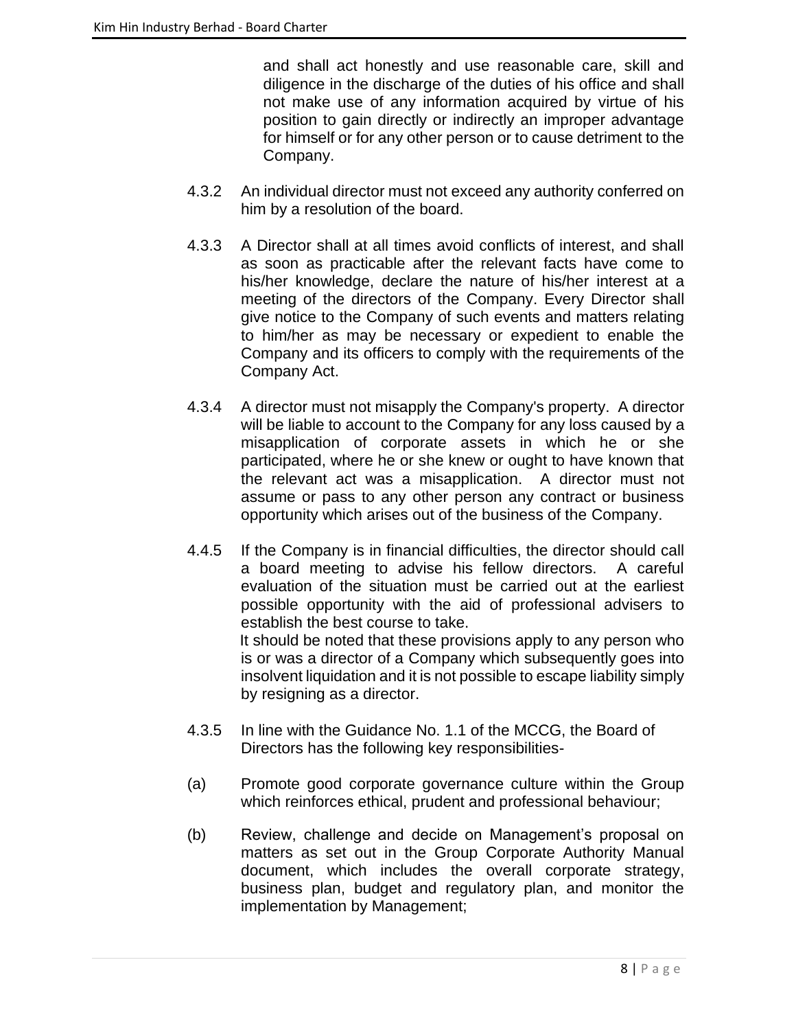and shall act honestly and use reasonable care, skill and diligence in the discharge of the duties of his office and shall not make use of any information acquired by virtue of his position to gain directly or indirectly an improper advantage for himself or for any other person or to cause detriment to the Company.

4.3.2 An individual director must not exceed any authority conferred on him by a resolution of the board.

4.3.3 A Director shall at all times avoid conflicts of interest, and shall as soon as practicable after the relevant facts have come to his/her knowledge, declare the nature of his/her interest at a meeting of the directors of the Company. Every Director shall give notice to the Company of such events and matters relating to him/her as may be necessary or expedient to enable the Company and its officers to comply with the requirements of the Company Act.

4.3.4 A director must not misapply the Company's property. A director will be liable to account to the Company for any loss caused by a misapplication of corporate assets in which he or she participated, where he or she knew or ought to have known that the relevant act was a misapplication. A director must not assume or pass to any other person any contract or business opportunity which arises out of the business of the Company.

4.4.5 If the Company is in financial difficulties, the director should call a board meeting to advise his fellow directors. A careful evaluation of the situation must be carried out at the earliest possible opportunity with the aid of professional advisers to establish the best course to take.
It should be noted that these provisions apply to any person who is or was a director of a Company which subsequently goes into insolvent liquidation and it is not possible to escape liability simply by resigning as a director.

4.3.5 In line with the Guidance No. 1.1 of the MCCG, the Board of Directors has the following key responsibilities-

(a) Promote good corporate governance culture within the Group which reinforces ethical, prudent and professional behaviour;

(b) Review, challenge and decide on Management's proposal on matters as set out in the Group Corporate Authority Manual document, which includes the overall corporate strategy, business plan, budget and regulatory plan, and monitor the implementation by Management;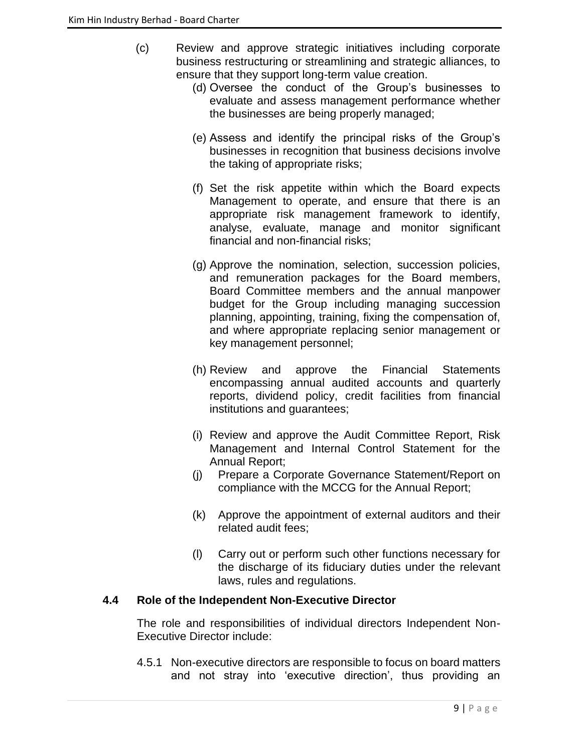(c) Review and approve strategic initiatives including corporate business restructuring or streamlining and strategic alliances, to ensure that they support long-term value creation.

(d) Oversee the conduct of the Group's businesses to evaluate and assess management performance whether the businesses are being properly managed;

(e) Assess and identify the principal risks of the Group's businesses in recognition that business decisions involve the taking of appropriate risks;

(f) Set the risk appetite within which the Board expects Management to operate, and ensure that there is an appropriate risk management framework to identify, analyse, evaluate, manage and monitor significant financial and non-financial risks;

(g) Approve the nomination, selection, succession policies, and remuneration packages for the Board members, Board Committee members and the annual manpower budget for the Group including managing succession planning, appointing, training, fixing the compensation of, and where appropriate replacing senior management or key management personnel;

(h) Review and approve the Financial Statements encompassing annual audited accounts and quarterly reports, dividend policy, credit facilities from financial institutions and guarantees;

(i) Review and approve the Audit Committee Report, Risk Management and Internal Control Statement for the Annual Report;

(j) Prepare a Corporate Governance Statement/Report on compliance with the MCCG for the Annual Report;

(k) Approve the appointment of external auditors and their related audit fees;

(l) Carry out or perform such other functions necessary for the discharge of its fiduciary duties under the relevant laws, rules and regulations.

### 4.4 Role of the Independent Non-Executive Director

The role and responsibilities of individual directors Independent Non-Executive Director include:

4.5.1 Non-executive directors are responsible to focus on board matters and not stray into 'executive direction', thus providing an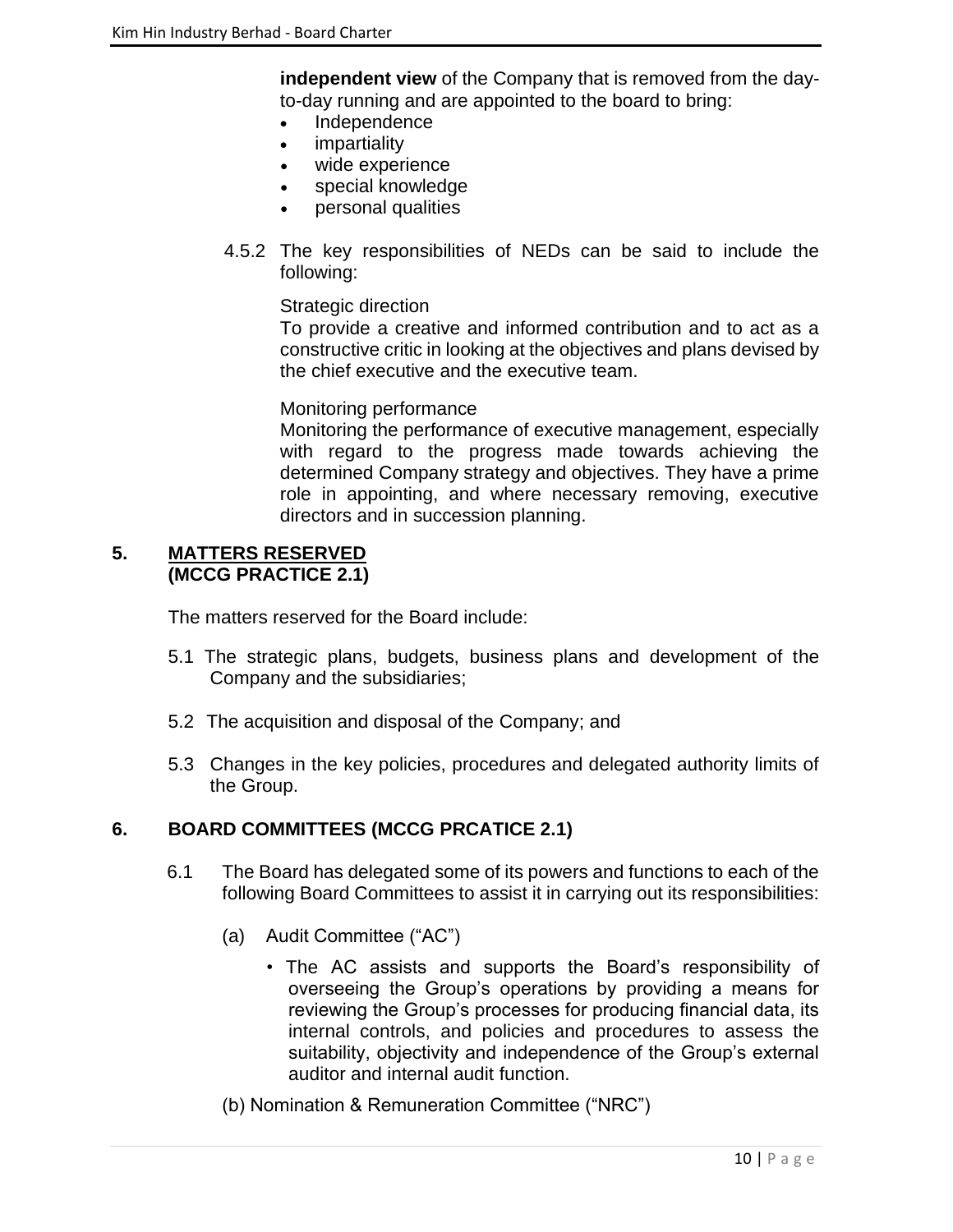**independent view** of the Company that is removed from the day-to-day running and are appointed to the board to bring:

- Independence
- impartiality
- wide experience
- special knowledge
- personal qualities

4.5.2 The key responsibilities of NEDs can be said to include the following:

Strategic direction

To provide a creative and informed contribution and to act as a constructive critic in looking at the objectives and plans devised by the chief executive and the executive team.

Monitoring performance

Monitoring the performance of executive management, especially with regard to the progress made towards achieving the determined Company strategy and objectives. They have a prime role in appointing, and where necessary removing, executive directors and in succession planning.

## 5. MATTERS RESERVED (MCCG PRACTICE 2.1)

The matters reserved for the Board include:

5.1 The strategic plans, budgets, business plans and development of the Company and the subsidiaries;

5.2 The acquisition and disposal of the Company; and

5.3 Changes in the key policies, procedures and delegated authority limits of the Group.

## 6. BOARD COMMITTEES (MCCG PRCATICE 2.1)

6.1 The Board has delegated some of its powers and functions to each of the following Board Committees to assist it in carrying out its responsibilities:

(a) Audit Committee ("AC")

- The AC assists and supports the Board's responsibility of overseeing the Group's operations by providing a means for reviewing the Group's processes for producing financial data, its internal controls, and policies and procedures to assess the suitability, objectivity and independence of the Group's external auditor and internal audit function.

(b) Nomination & Remuneration Committee ("NRC")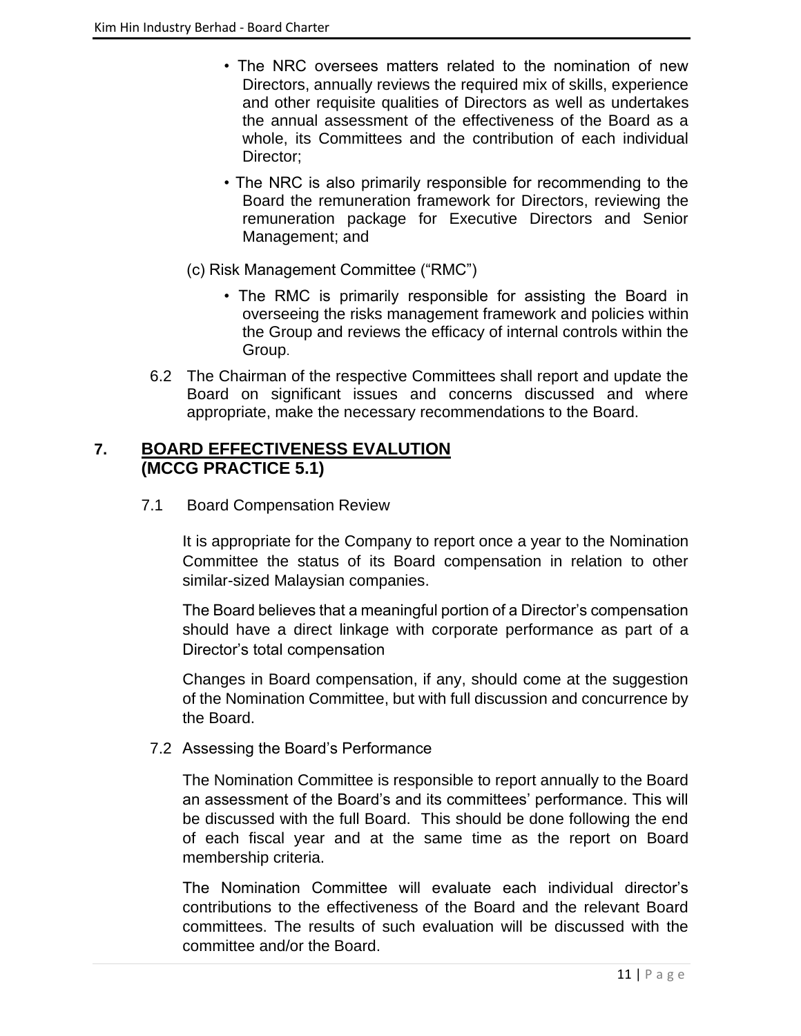- The NRC oversees matters related to the nomination of new Directors, annually reviews the required mix of skills, experience and other requisite qualities of Directors as well as undertakes the annual assessment of the effectiveness of the Board as a whole, its Committees and the contribution of each individual Director;
- The NRC is also primarily responsible for recommending to the Board the remuneration framework for Directors, reviewing the remuneration package for Executive Directors and Senior Management; and

(c) Risk Management Committee ("RMC")

- The RMC is primarily responsible for assisting the Board in overseeing the risks management framework and policies within the Group and reviews the efficacy of internal controls within the Group.

6.2 The Chairman of the respective Committees shall report and update the Board on significant issues and concerns discussed and where appropriate, make the necessary recommendations to the Board.

## 7. BOARD EFFECTIVENESS EVALUTION (MCCG PRACTICE 5.1)

7.1 Board Compensation Review

It is appropriate for the Company to report once a year to the Nomination Committee the status of its Board compensation in relation to other similar-sized Malaysian companies.

The Board believes that a meaningful portion of a Director's compensation should have a direct linkage with corporate performance as part of a Director's total compensation

Changes in Board compensation, if any, should come at the suggestion of the Nomination Committee, but with full discussion and concurrence by the Board.

7.2 Assessing the Board's Performance

The Nomination Committee is responsible to report annually to the Board an assessment of the Board's and its committees' performance. This will be discussed with the full Board. This should be done following the end of each fiscal year and at the same time as the report on Board membership criteria.

The Nomination Committee will evaluate each individual director's contributions to the effectiveness of the Board and the relevant Board committees. The results of such evaluation will be discussed with the committee and/or the Board.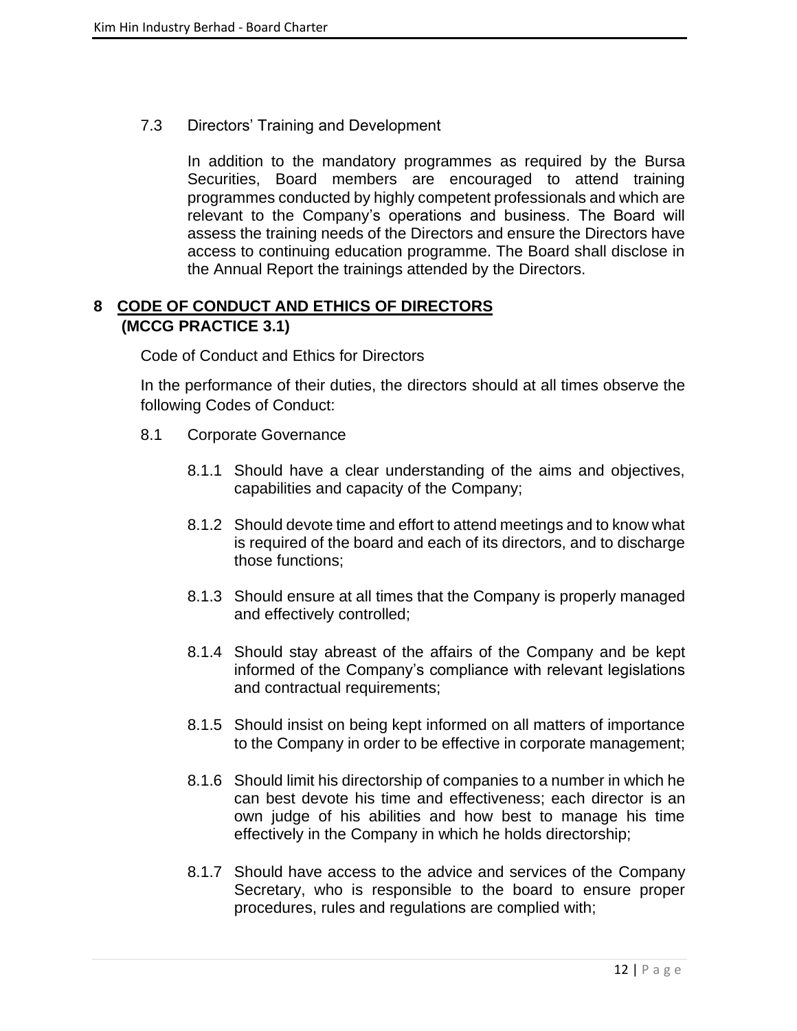### 7.3 Directors' Training and Development

In addition to the mandatory programmes as required by the Bursa Securities, Board members are encouraged to attend training programmes conducted by highly competent professionals and which are relevant to the Company's operations and business. The Board will assess the training needs of the Directors and ensure the Directors have access to continuing education programme. The Board shall disclose in the Annual Report the trainings attended by the Directors.

## 8 CODE OF CONDUCT AND ETHICS OF DIRECTORS (MCCG PRACTICE 3.1)

Code of Conduct and Ethics for Directors

In the performance of their duties, the directors should at all times observe the following Codes of Conduct:

### 8.1 Corporate Governance

8.1.1 Should have a clear understanding of the aims and objectives, capabilities and capacity of the Company;

8.1.2 Should devote time and effort to attend meetings and to know what is required of the board and each of its directors, and to discharge those functions;

8.1.3 Should ensure at all times that the Company is properly managed and effectively controlled;

8.1.4 Should stay abreast of the affairs of the Company and be kept informed of the Company's compliance with relevant legislations and contractual requirements;

8.1.5 Should insist on being kept informed on all matters of importance to the Company in order to be effective in corporate management;

8.1.6 Should limit his directorship of companies to a number in which he can best devote his time and effectiveness; each director is an own judge of his abilities and how best to manage his time effectively in the Company in which he holds directorship;

8.1.7 Should have access to the advice and services of the Company Secretary, who is responsible to the board to ensure proper procedures, rules and regulations are complied with;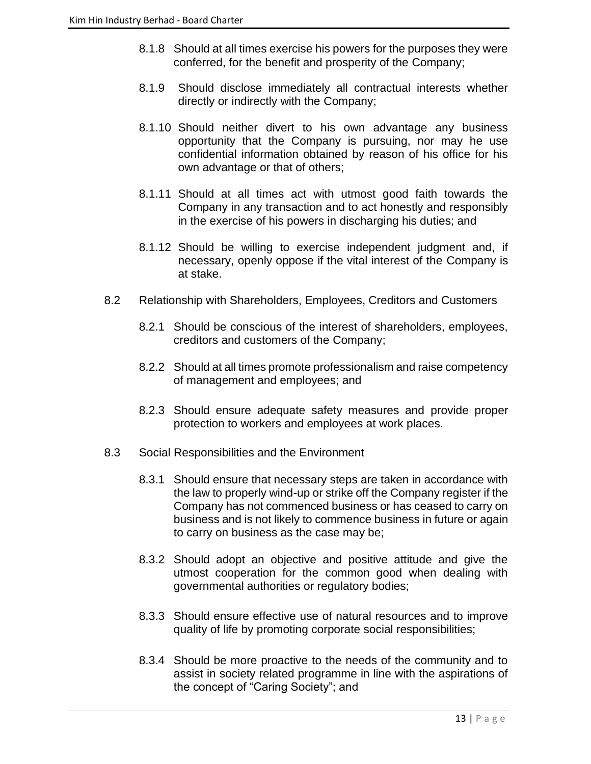8.1.8 Should at all times exercise his powers for the purposes they were conferred, for the benefit and prosperity of the Company;

8.1.9 Should disclose immediately all contractual interests whether directly or indirectly with the Company;

8.1.10 Should neither divert to his own advantage any business opportunity that the Company is pursuing, nor may he use confidential information obtained by reason of his office for his own advantage or that of others;

8.1.11 Should at all times act with utmost good faith towards the Company in any transaction and to act honestly and responsibly in the exercise of his powers in discharging his duties; and

8.1.12 Should be willing to exercise independent judgment and, if necessary, openly oppose if the vital interest of the Company is at stake.

8.2 Relationship with Shareholders, Employees, Creditors and Customers

8.2.1 Should be conscious of the interest of shareholders, employees, creditors and customers of the Company;

8.2.2 Should at all times promote professionalism and raise competency of management and employees; and

8.2.3 Should ensure adequate safety measures and provide proper protection to workers and employees at work places.

8.3 Social Responsibilities and the Environment

8.3.1 Should ensure that necessary steps are taken in accordance with the law to properly wind-up or strike off the Company register if the Company has not commenced business or has ceased to carry on business and is not likely to commence business in future or again to carry on business as the case may be;

8.3.2 Should adopt an objective and positive attitude and give the utmost cooperation for the common good when dealing with governmental authorities or regulatory bodies;

8.3.3 Should ensure effective use of natural resources and to improve quality of life by promoting corporate social responsibilities;

8.3.4 Should be more proactive to the needs of the community and to assist in society related programme in line with the aspirations of the concept of "Caring Society"; and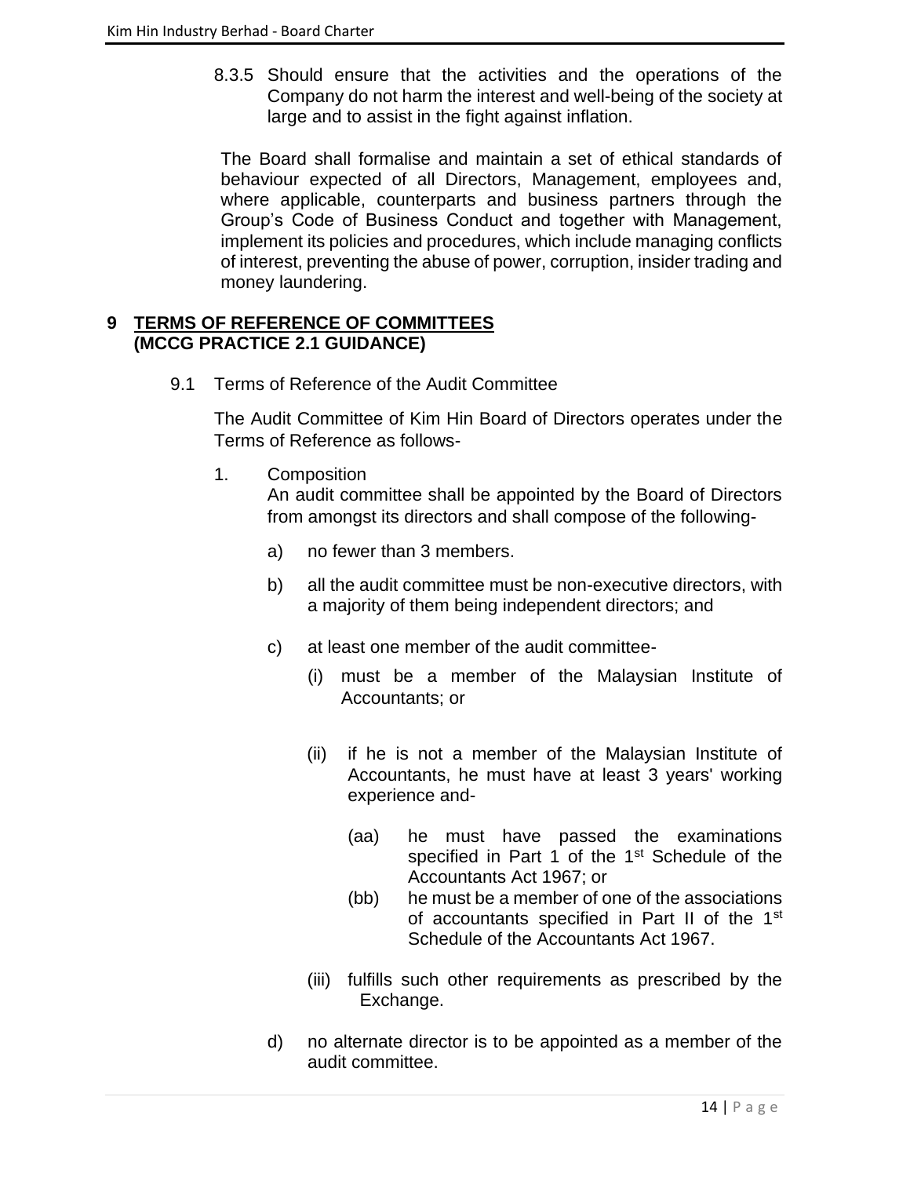8.3.5 Should ensure that the activities and the operations of the Company do not harm the interest and well-being of the society at large and to assist in the fight against inflation.

The Board shall formalise and maintain a set of ethical standards of behaviour expected of all Directors, Management, employees and, where applicable, counterparts and business partners through the Group's Code of Business Conduct and together with Management, implement its policies and procedures, which include managing conflicts of interest, preventing the abuse of power, corruption, insider trading and money laundering.

## 9 TERMS OF REFERENCE OF COMMITTEES (MCCG PRACTICE 2.1 GUIDANCE)

9.1 Terms of Reference of the Audit Committee

The Audit Committee of Kim Hin Board of Directors operates under the Terms of Reference as follows-

1. Composition

   An audit committee shall be appointed by the Board of Directors from amongst its directors and shall compose of the following-

   a) no fewer than 3 members.

   b) all the audit committee must be non-executive directors, with a majority of them being independent directors; and

   c) at least one member of the audit committee-

      (i) must be a member of the Malaysian Institute of Accountants; or

      (ii) if he is not a member of the Malaysian Institute of Accountants, he must have at least 3 years' working experience and-

         (aa) he must have passed the examinations specified in Part 1 of the 1st Schedule of the Accountants Act 1967; or

         (bb) he must be a member of one of the associations of accountants specified in Part II of the 1st Schedule of the Accountants Act 1967.

      (iii) fulfills such other requirements as prescribed by the Exchange.

   d) no alternate director is to be appointed as a member of the audit committee.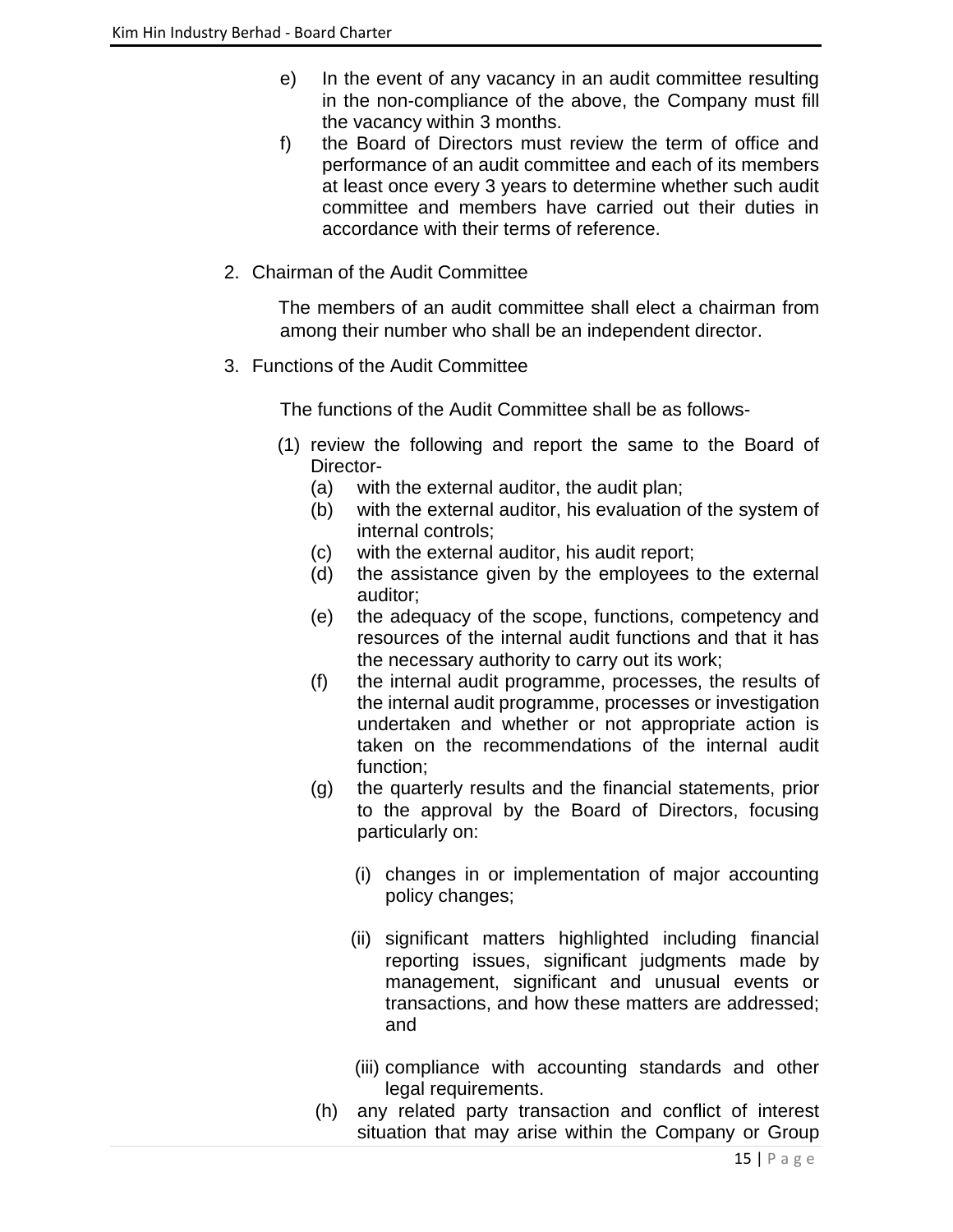e) In the event of any vacancy in an audit committee resulting in the non-compliance of the above, the Company must fill the vacancy within 3 months.

f) the Board of Directors must review the term of office and performance of an audit committee and each of its members at least once every 3 years to determine whether such audit committee and members have carried out their duties in accordance with their terms of reference.

2. Chairman of the Audit Committee

   The members of an audit committee shall elect a chairman from among their number who shall be an independent director.

3. Functions of the Audit Committee

   The functions of the Audit Committee shall be as follows-

   (1) review the following and report the same to the Board of Director-

   (a) with the external auditor, the audit plan;

   (b) with the external auditor, his evaluation of the system of internal controls;

   (c) with the external auditor, his audit report;

   (d) the assistance given by the employees to the external auditor;

   (e) the adequacy of the scope, functions, competency and resources of the internal audit functions and that it has the necessary authority to carry out its work;

   (f) the internal audit programme, processes, the results of the internal audit programme, processes or investigation undertaken and whether or not appropriate action is taken on the recommendations of the internal audit function;

   (g) the quarterly results and the financial statements, prior to the approval by the Board of Directors, focusing particularly on:

   (i) changes in or implementation of major accounting policy changes;

   (ii) significant matters highlighted including financial reporting issues, significant judgments made by management, significant and unusual events or transactions, and how these matters are addressed; and

   (iii) compliance with accounting standards and other legal requirements.

   (h) any related party transaction and conflict of interest situation that may arise within the Company or Group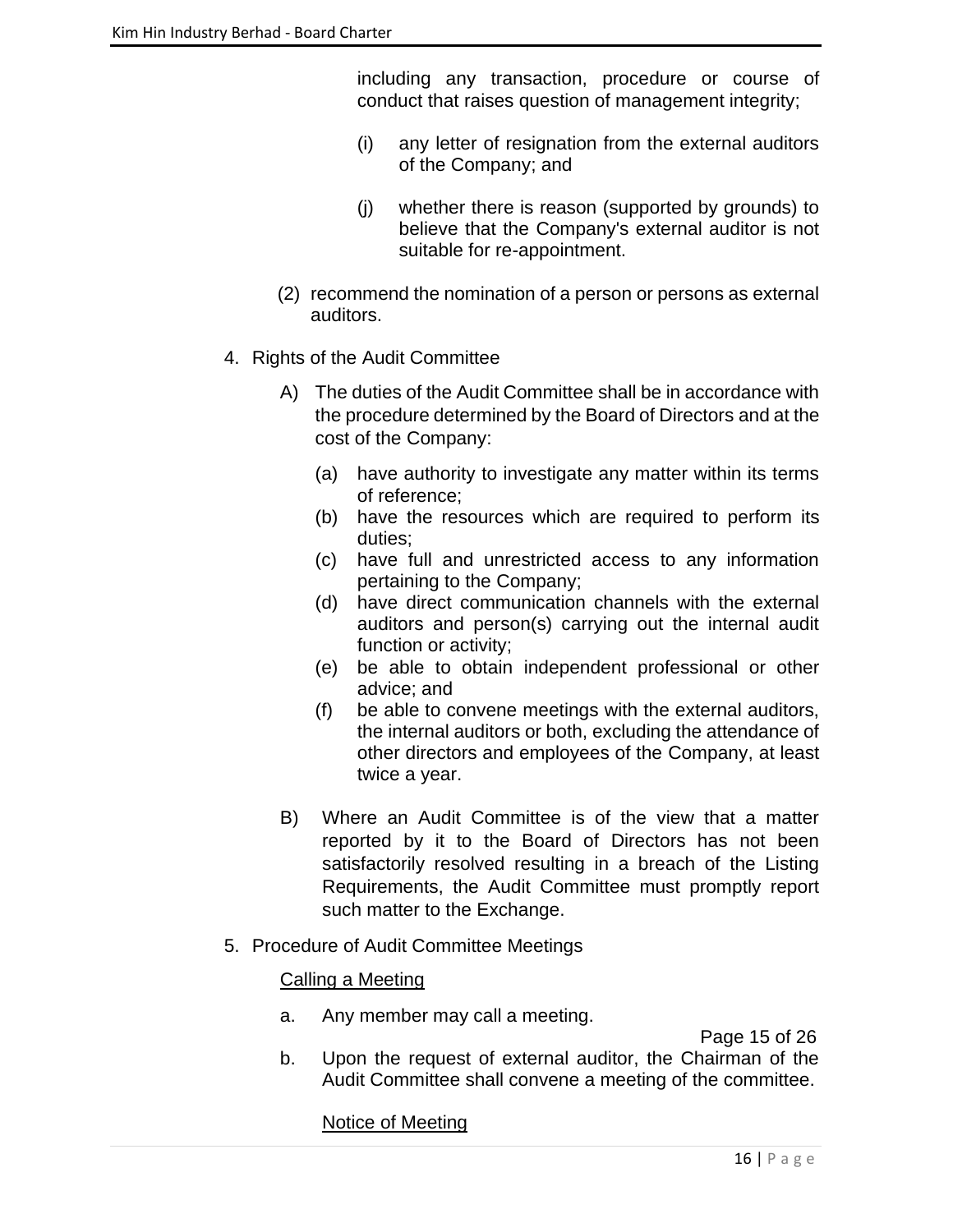including any transaction, procedure or course of conduct that raises question of management integrity;

(i) any letter of resignation from the external auditors of the Company; and

(j) whether there is reason (supported by grounds) to believe that the Company's external auditor is not suitable for re-appointment.

(2) recommend the nomination of a person or persons as external auditors.

4. Rights of the Audit Committee

A) The duties of the Audit Committee shall be in accordance with the procedure determined by the Board of Directors and at the cost of the Company:

(a) have authority to investigate any matter within its terms of reference;
(b) have the resources which are required to perform its duties;
(c) have full and unrestricted access to any information pertaining to the Company;
(d) have direct communication channels with the external auditors and person(s) carrying out the internal audit function or activity;
(e) be able to obtain independent professional or other advice; and
(f) be able to convene meetings with the external auditors, the internal auditors or both, excluding the attendance of other directors and employees of the Company, at least twice a year.

B) Where an Audit Committee is of the view that a matter reported by it to the Board of Directors has not been satisfactorily resolved resulting in a breach of the Listing Requirements, the Audit Committee must promptly report such matter to the Exchange.

5. Procedure of Audit Committee Meetings

<u>Calling a Meeting</u>

a. Any member may call a meeting.

b. Upon the request of external auditor, the Chairman of the Audit Committee shall convene a meeting of the committee.

<u>Notice of Meeting</u>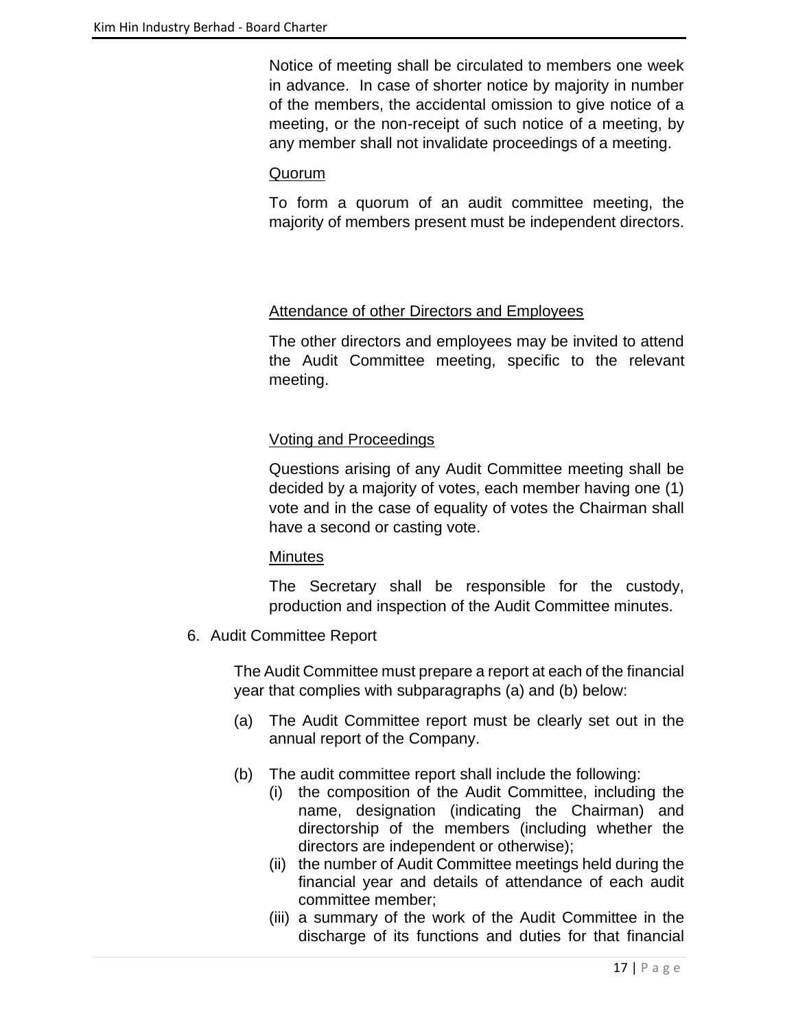Notice of meeting shall be circulated to members one week in advance. In case of shorter notice by majority in number of the members, the accidental omission to give notice of a meeting, or the non-receipt of such notice of a meeting, by any member shall not invalidate proceedings of a meeting.

Quorum

To form a quorum of an audit committee meeting, the majority of members present must be independent directors.

Attendance of other Directors and Employees

The other directors and employees may be invited to attend the Audit Committee meeting, specific to the relevant meeting.

Voting and Proceedings

Questions arising of any Audit Committee meeting shall be decided by a majority of votes, each member having one (1) vote and in the case of equality of votes the Chairman shall have a second or casting vote.

Minutes

The Secretary shall be responsible for the custody, production and inspection of the Audit Committee minutes.

6. Audit Committee Report

The Audit Committee must prepare a report at each of the financial year that complies with subparagraphs (a) and (b) below:

(a) The Audit Committee report must be clearly set out in the annual report of the Company.

(b) The audit committee report shall include the following:
   (i) the composition of the Audit Committee, including the name, designation (indicating the Chairman) and directorship of the members (including whether the directors are independent or otherwise);
   (ii) the number of Audit Committee meetings held during the financial year and details of attendance of each audit committee member;
   (iii) a summary of the work of the Audit Committee in the discharge of its functions and duties for that financial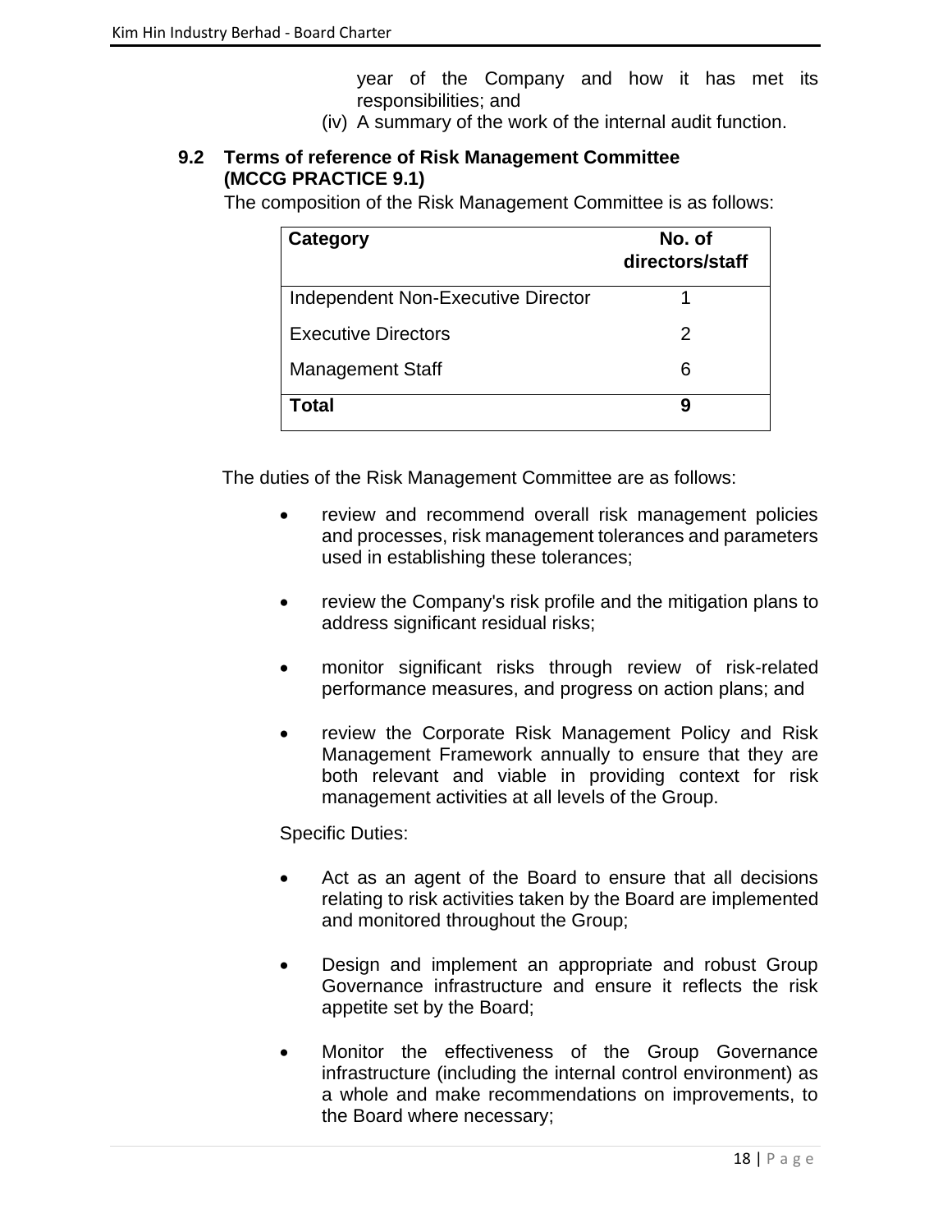year of the Company and how it has met its responsibilities; and

(iv) A summary of the work of the internal audit function.

### 9.2 Terms of reference of Risk Management Committee (MCCG PRACTICE 9.1)

The composition of the Risk Management Committee is as follows:

| Category | No. of directors/staff |
|---|---|
| Independent Non-Executive Director | 1 |
| Executive Directors | 2 |
| Management Staff | 6 |
| **Total** | **9** |

The duties of the Risk Management Committee are as follows:

- review and recommend overall risk management policies and processes, risk management tolerances and parameters used in establishing these tolerances;
- review the Company's risk profile and the mitigation plans to address significant residual risks;
- monitor significant risks through review of risk-related performance measures, and progress on action plans; and
- review the Corporate Risk Management Policy and Risk Management Framework annually to ensure that they are both relevant and viable in providing context for risk management activities at all levels of the Group.

Specific Duties:

- Act as an agent of the Board to ensure that all decisions relating to risk activities taken by the Board are implemented and monitored throughout the Group;
- Design and implement an appropriate and robust Group Governance infrastructure and ensure it reflects the risk appetite set by the Board;
- Monitor the effectiveness of the Group Governance infrastructure (including the internal control environment) as a whole and make recommendations on improvements, to the Board where necessary;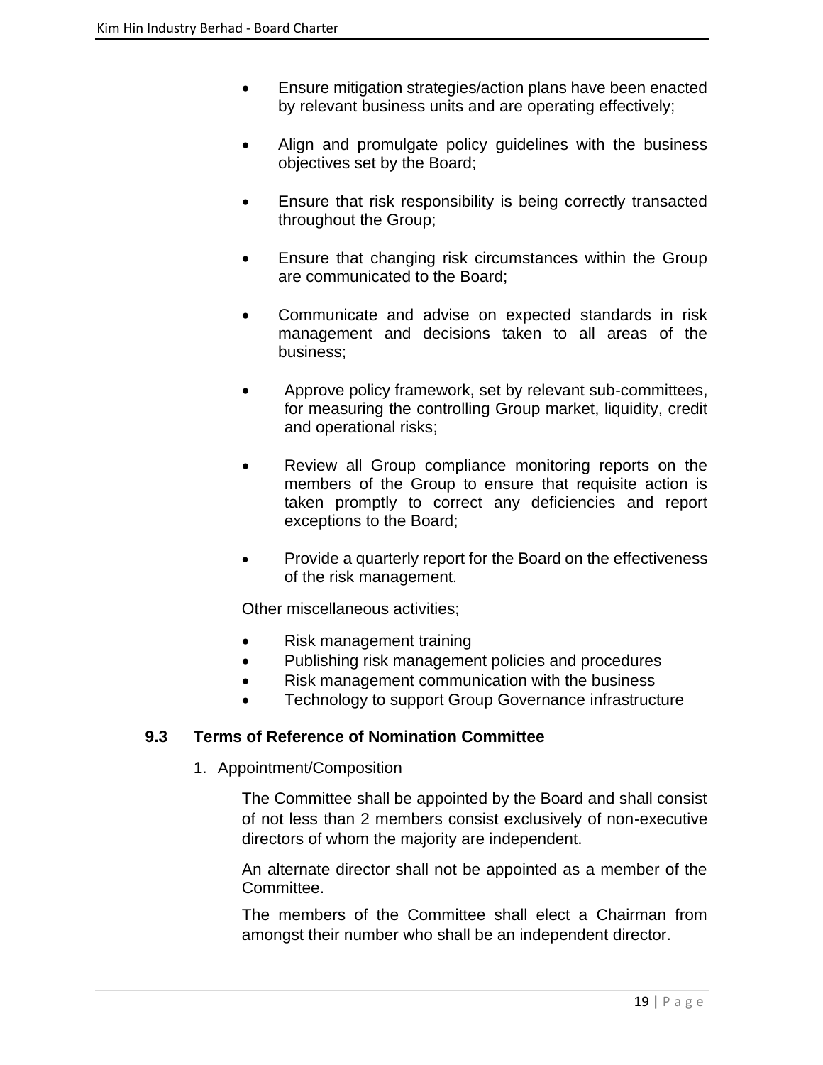- Ensure mitigation strategies/action plans have been enacted by relevant business units and are operating effectively;
- Align and promulgate policy guidelines with the business objectives set by the Board;
- Ensure that risk responsibility is being correctly transacted throughout the Group;
- Ensure that changing risk circumstances within the Group are communicated to the Board;
- Communicate and advise on expected standards in risk management and decisions taken to all areas of the business;
- Approve policy framework, set by relevant sub-committees, for measuring the controlling Group market, liquidity, credit and operational risks;
- Review all Group compliance monitoring reports on the members of the Group to ensure that requisite action is taken promptly to correct any deficiencies and report exceptions to the Board;
- Provide a quarterly report for the Board on the effectiveness of the risk management.

Other miscellaneous activities;

- Risk management training
- Publishing risk management policies and procedures
- Risk management communication with the business
- Technology to support Group Governance infrastructure

### 9.3 Terms of Reference of Nomination Committee

1. Appointment/Composition

The Committee shall be appointed by the Board and shall consist of not less than 2 members consist exclusively of non-executive directors of whom the majority are independent.

An alternate director shall not be appointed as a member of the Committee.

The members of the Committee shall elect a Chairman from amongst their number who shall be an independent director.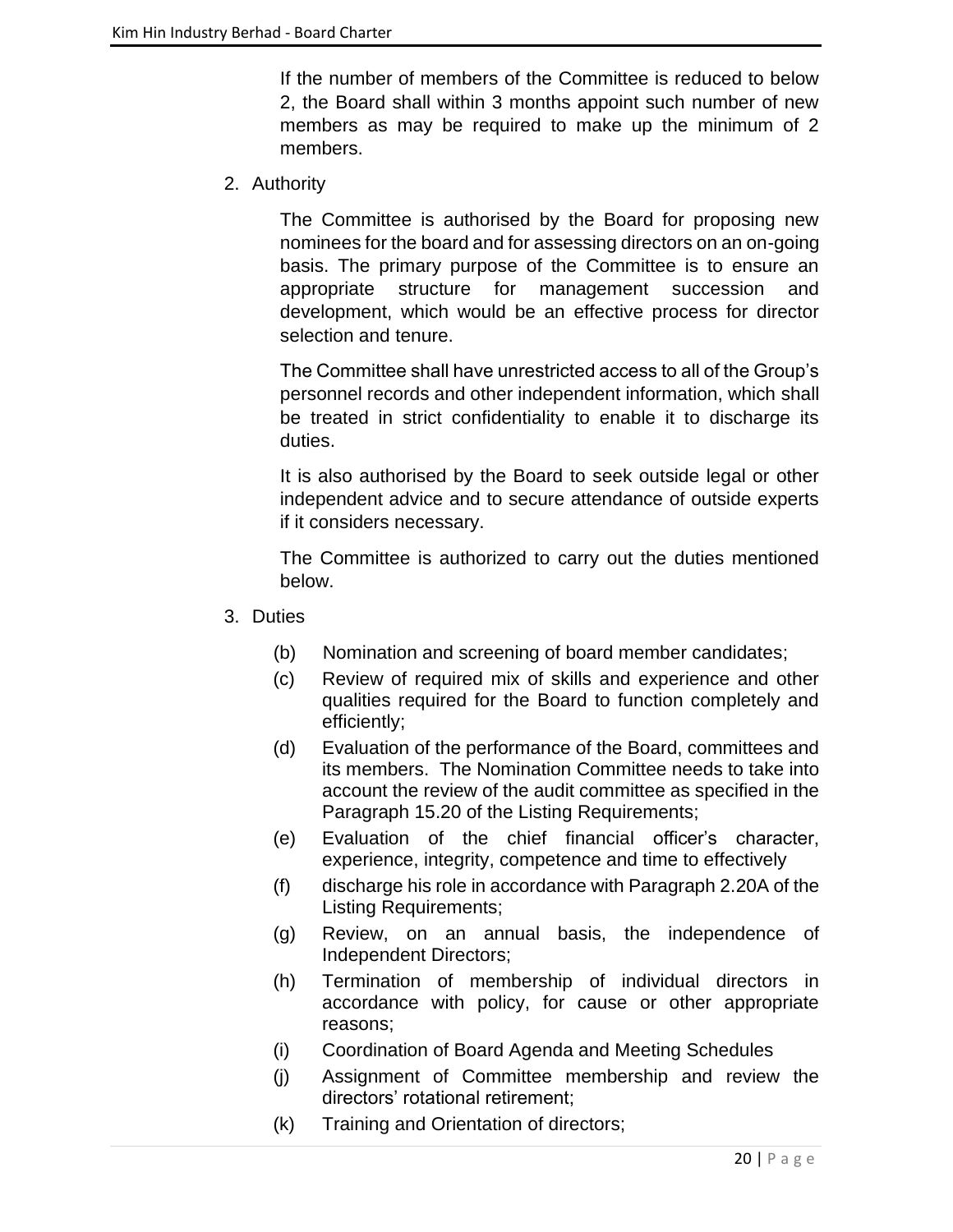If the number of members of the Committee is reduced to below 2, the Board shall within 3 months appoint such number of new members as may be required to make up the minimum of 2 members.

2. Authority

   The Committee is authorised by the Board for proposing new nominees for the board and for assessing directors on an on-going basis. The primary purpose of the Committee is to ensure an appropriate structure for management succession and development, which would be an effective process for director selection and tenure.

   The Committee shall have unrestricted access to all of the Group's personnel records and other independent information, which shall be treated in strict confidentiality to enable it to discharge its duties.

   It is also authorised by the Board to seek outside legal or other independent advice and to secure attendance of outside experts if it considers necessary.

   The Committee is authorized to carry out the duties mentioned below.

3. Duties

   (b) Nomination and screening of board member candidates;

   (c) Review of required mix of skills and experience and other qualities required for the Board to function completely and efficiently;

   (d) Evaluation of the performance of the Board, committees and its members. The Nomination Committee needs to take into account the review of the audit committee as specified in the Paragraph 15.20 of the Listing Requirements;

   (e) Evaluation of the chief financial officer's character, experience, integrity, competence and time to effectively

   (f) discharge his role in accordance with Paragraph 2.20A of the Listing Requirements;

   (g) Review, on an annual basis, the independence of Independent Directors;

   (h) Termination of membership of individual directors in accordance with policy, for cause or other appropriate reasons;

   (i) Coordination of Board Agenda and Meeting Schedules

   (j) Assignment of Committee membership and review the directors' rotational retirement;

   (k) Training and Orientation of directors;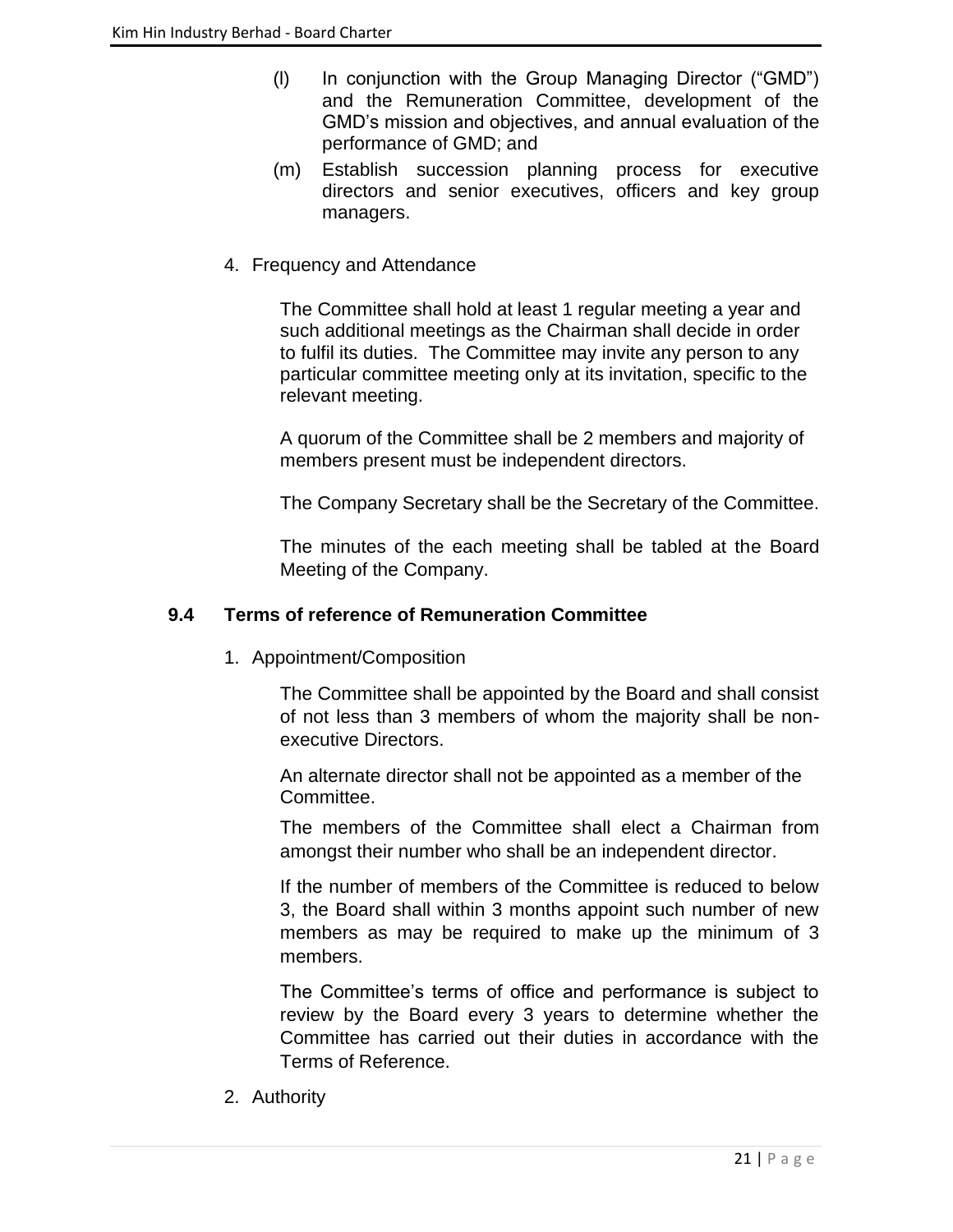(l) In conjunction with the Group Managing Director ("GMD") and the Remuneration Committee, development of the GMD's mission and objectives, and annual evaluation of the performance of GMD; and

(m) Establish succession planning process for executive directors and senior executives, officers and key group managers.

4. Frequency and Attendance

The Committee shall hold at least 1 regular meeting a year and such additional meetings as the Chairman shall decide in order to fulfil its duties. The Committee may invite any person to any particular committee meeting only at its invitation, specific to the relevant meeting.

A quorum of the Committee shall be 2 members and majority of members present must be independent directors.

The Company Secretary shall be the Secretary of the Committee.

The minutes of the each meeting shall be tabled at the Board Meeting of the Company.

### 9.4 Terms of reference of Remuneration Committee

1. Appointment/Composition

The Committee shall be appointed by the Board and shall consist of not less than 3 members of whom the majority shall be non-executive Directors.

An alternate director shall not be appointed as a member of the Committee.

The members of the Committee shall elect a Chairman from amongst their number who shall be an independent director.

If the number of members of the Committee is reduced to below 3, the Board shall within 3 months appoint such number of new members as may be required to make up the minimum of 3 members.

The Committee's terms of office and performance is subject to review by the Board every 3 years to determine whether the Committee has carried out their duties in accordance with the Terms of Reference.

2. Authority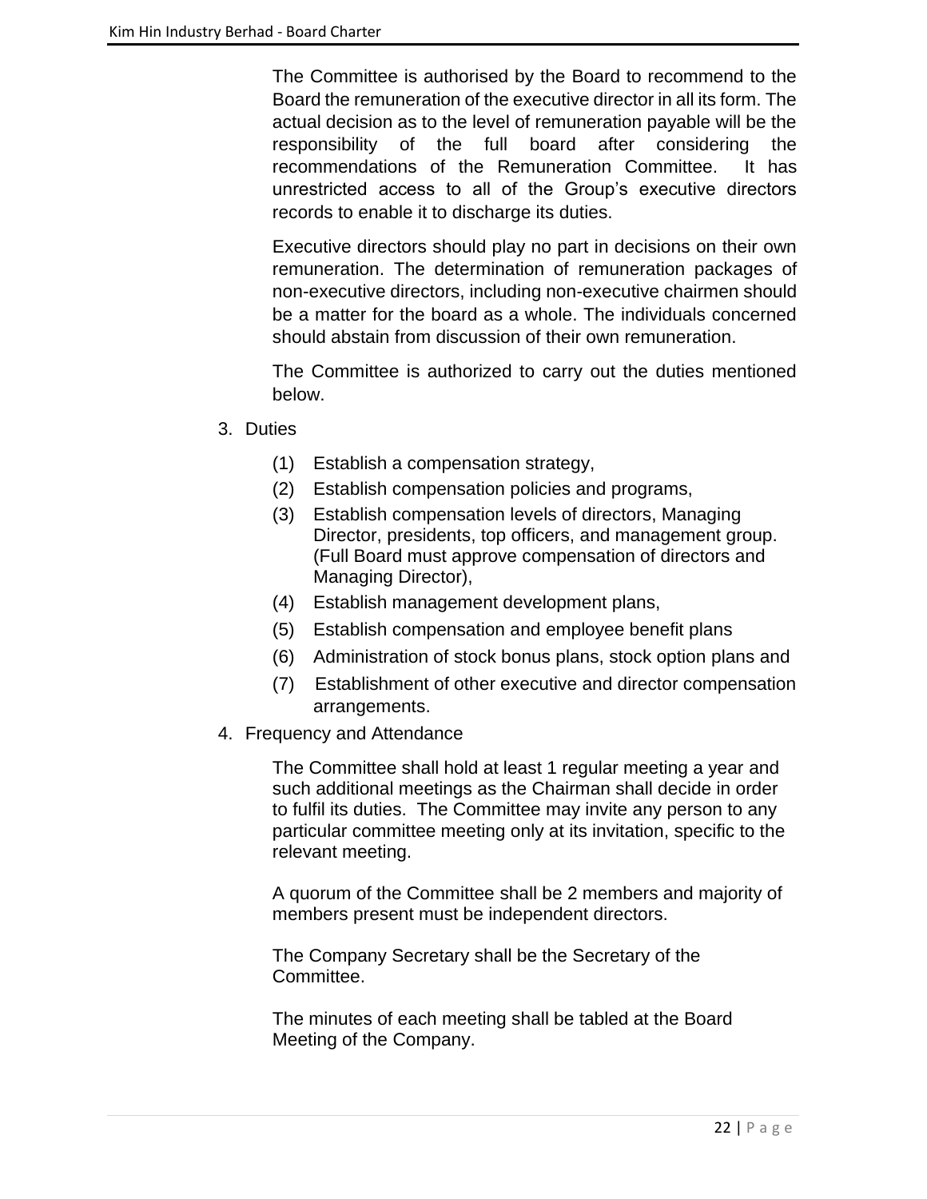The Committee is authorised by the Board to recommend to the Board the remuneration of the executive director in all its form. The actual decision as to the level of remuneration payable will be the responsibility of the full board after considering the recommendations of the Remuneration Committee. It has unrestricted access to all of the Group's executive directors records to enable it to discharge its duties.

Executive directors should play no part in decisions on their own remuneration. The determination of remuneration packages of non-executive directors, including non-executive chairmen should be a matter for the board as a whole. The individuals concerned should abstain from discussion of their own remuneration.

The Committee is authorized to carry out the duties mentioned below.

3. Duties

   (1) Establish a compensation strategy,
   (2) Establish compensation policies and programs,
   (3) Establish compensation levels of directors, Managing Director, presidents, top officers, and management group. (Full Board must approve compensation of directors and Managing Director),
   (4) Establish management development plans,
   (5) Establish compensation and employee benefit plans
   (6) Administration of stock bonus plans, stock option plans and
   (7) Establishment of other executive and director compensation arrangements.

4. Frequency and Attendance

   The Committee shall hold at least 1 regular meeting a year and such additional meetings as the Chairman shall decide in order to fulfil its duties. The Committee may invite any person to any particular committee meeting only at its invitation, specific to the relevant meeting.

   A quorum of the Committee shall be 2 members and majority of members present must be independent directors.

   The Company Secretary shall be the Secretary of the Committee.

   The minutes of each meeting shall be tabled at the Board Meeting of the Company.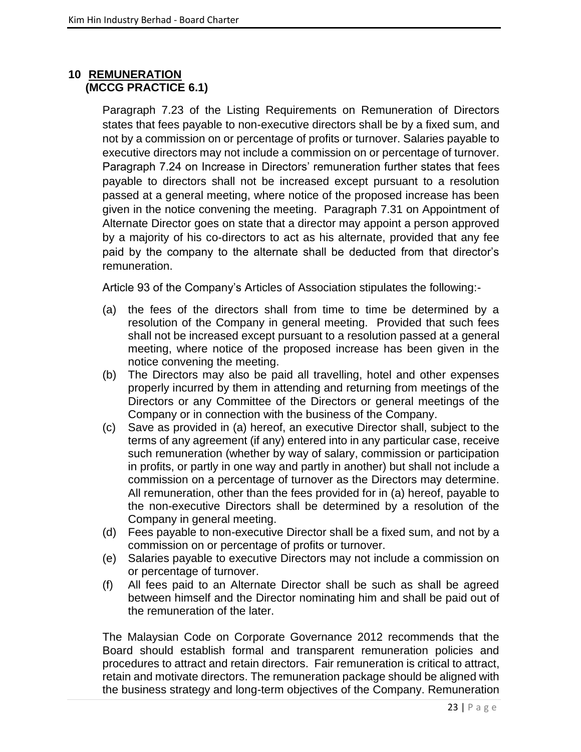## 10 REMUNERATION (MCCG PRACTICE 6.1)

Paragraph 7.23 of the Listing Requirements on Remuneration of Directors states that fees payable to non-executive directors shall be by a fixed sum, and not by a commission on or percentage of profits or turnover. Salaries payable to executive directors may not include a commission on or percentage of turnover. Paragraph 7.24 on Increase in Directors' remuneration further states that fees payable to directors shall not be increased except pursuant to a resolution passed at a general meeting, where notice of the proposed increase has been given in the notice convening the meeting. Paragraph 7.31 on Appointment of Alternate Director goes on state that a director may appoint a person approved by a majority of his co-directors to act as his alternate, provided that any fee paid by the company to the alternate shall be deducted from that director's remuneration.

Article 93 of the Company's Articles of Association stipulates the following:-

(a) the fees of the directors shall from time to time be determined by a resolution of the Company in general meeting. Provided that such fees shall not be increased except pursuant to a resolution passed at a general meeting, where notice of the proposed increase has been given in the notice convening the meeting.

(b) The Directors may also be paid all travelling, hotel and other expenses properly incurred by them in attending and returning from meetings of the Directors or any Committee of the Directors or general meetings of the Company or in connection with the business of the Company.

(c) Save as provided in (a) hereof, an executive Director shall, subject to the terms of any agreement (if any) entered into in any particular case, receive such remuneration (whether by way of salary, commission or participation in profits, or partly in one way and partly in another) but shall not include a commission on a percentage of turnover as the Directors may determine. All remuneration, other than the fees provided for in (a) hereof, payable to the non-executive Directors shall be determined by a resolution of the Company in general meeting.

(d) Fees payable to non-executive Director shall be a fixed sum, and not by a commission on or percentage of profits or turnover.

(e) Salaries payable to executive Directors may not include a commission on or percentage of turnover.

(f) All fees paid to an Alternate Director shall be such as shall be agreed between himself and the Director nominating him and shall be paid out of the remuneration of the later.

The Malaysian Code on Corporate Governance 2012 recommends that the Board should establish formal and transparent remuneration policies and procedures to attract and retain directors. Fair remuneration is critical to attract, retain and motivate directors. The remuneration package should be aligned with the business strategy and long-term objectives of the Company. Remuneration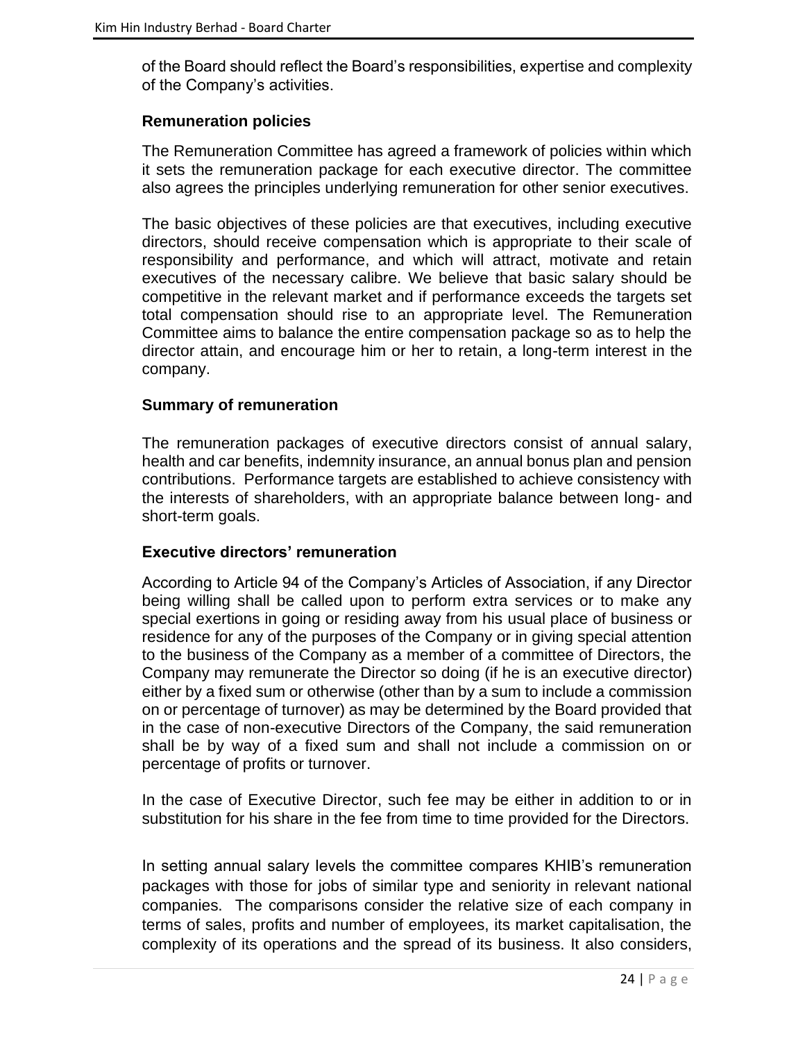of the Board should reflect the Board's responsibilities, expertise and complexity of the Company's activities.

**Remuneration policies**

The Remuneration Committee has agreed a framework of policies within which it sets the remuneration package for each executive director. The committee also agrees the principles underlying remuneration for other senior executives.

The basic objectives of these policies are that executives, including executive directors, should receive compensation which is appropriate to their scale of responsibility and performance, and which will attract, motivate and retain executives of the necessary calibre. We believe that basic salary should be competitive in the relevant market and if performance exceeds the targets set total compensation should rise to an appropriate level. The Remuneration Committee aims to balance the entire compensation package so as to help the director attain, and encourage him or her to retain, a long-term interest in the company.

**Summary of remuneration**

The remuneration packages of executive directors consist of annual salary, health and car benefits, indemnity insurance, an annual bonus plan and pension contributions. Performance targets are established to achieve consistency with the interests of shareholders, with an appropriate balance between long- and short-term goals.

**Executive directors' remuneration**

According to Article 94 of the Company's Articles of Association, if any Director being willing shall be called upon to perform extra services or to make any special exertions in going or residing away from his usual place of business or residence for any of the purposes of the Company or in giving special attention to the business of the Company as a member of a committee of Directors, the Company may remunerate the Director so doing (if he is an executive director) either by a fixed sum or otherwise (other than by a sum to include a commission on or percentage of turnover) as may be determined by the Board provided that in the case of non-executive Directors of the Company, the said remuneration shall be by way of a fixed sum and shall not include a commission on or percentage of profits or turnover.

In the case of Executive Director, such fee may be either in addition to or in substitution for his share in the fee from time to time provided for the Directors.

In setting annual salary levels the committee compares KHIB's remuneration packages with those for jobs of similar type and seniority in relevant national companies. The comparisons consider the relative size of each company in terms of sales, profits and number of employees, its market capitalisation, the complexity of its operations and the spread of its business. It also considers,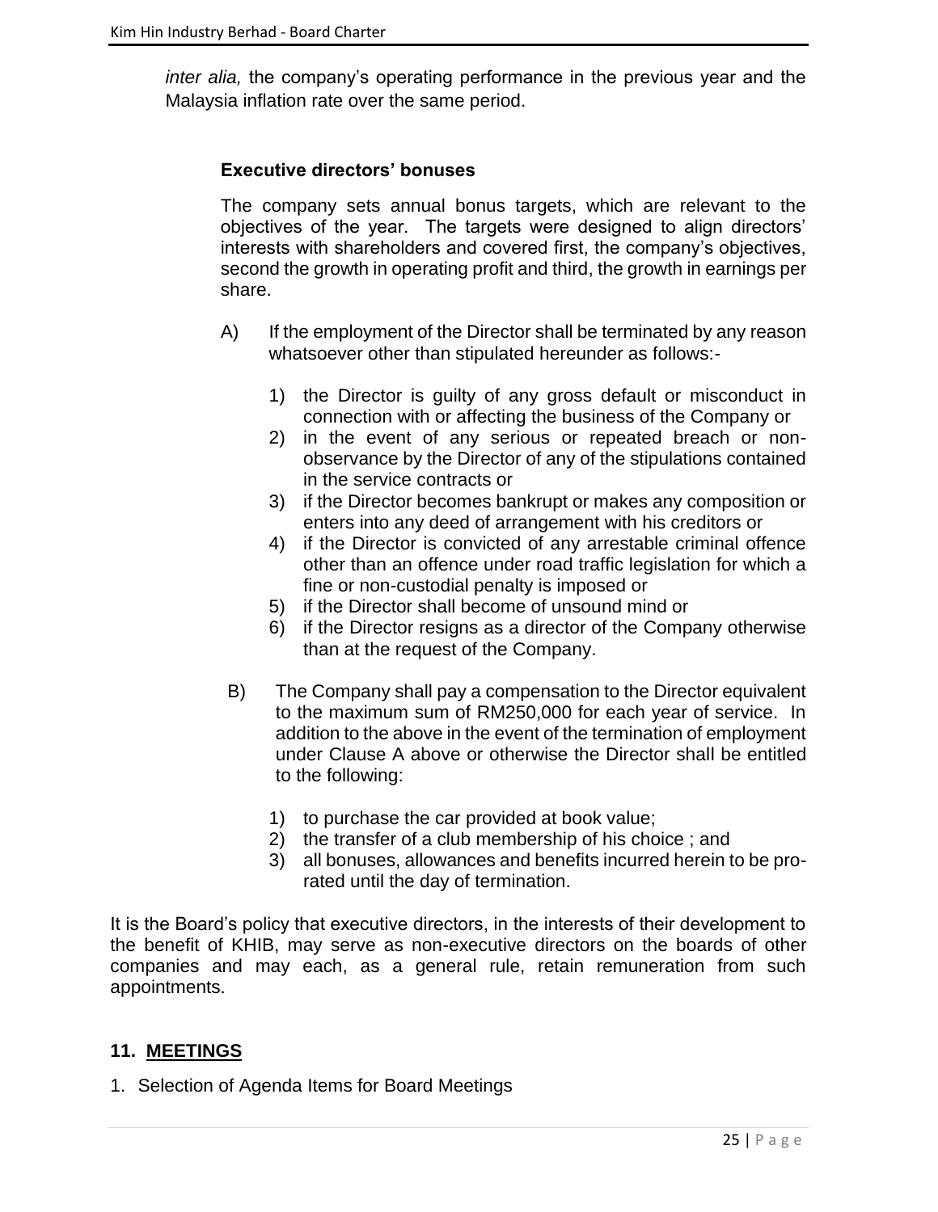*inter alia,* the company's operating performance in the previous year and the Malaysia inflation rate over the same period.

**Executive directors' bonuses**

The company sets annual bonus targets, which are relevant to the objectives of the year. The targets were designed to align directors' interests with shareholders and covered first, the company's objectives, second the growth in operating profit and third, the growth in earnings per share.

A) If the employment of the Director shall be terminated by any reason whatsoever other than stipulated hereunder as follows:-

   1) the Director is guilty of any gross default or misconduct in connection with or affecting the business of the Company or
   2) in the event of any serious or repeated breach or non-observance by the Director of any of the stipulations contained in the service contracts or
   3) if the Director becomes bankrupt or makes any composition or enters into any deed of arrangement with his creditors or
   4) if the Director is convicted of any arrestable criminal offence other than an offence under road traffic legislation for which a fine or non-custodial penalty is imposed or
   5) if the Director shall become of unsound mind or
   6) if the Director resigns as a director of the Company otherwise than at the request of the Company.

B) The Company shall pay a compensation to the Director equivalent to the maximum sum of RM250,000 for each year of service. In addition to the above in the event of the termination of employment under Clause A above or otherwise the Director shall be entitled to the following:

   1) to purchase the car provided at book value;
   2) the transfer of a club membership of his choice ; and
   3) all bonuses, allowances and benefits incurred herein to be pro-rated until the day of termination.

It is the Board's policy that executive directors, in the interests of their development to the benefit of KHIB, may serve as non-executive directors on the boards of other companies and may each, as a general rule, retain remuneration from such appointments.

## 11. MEETINGS

1. Selection of Agenda Items for Board Meetings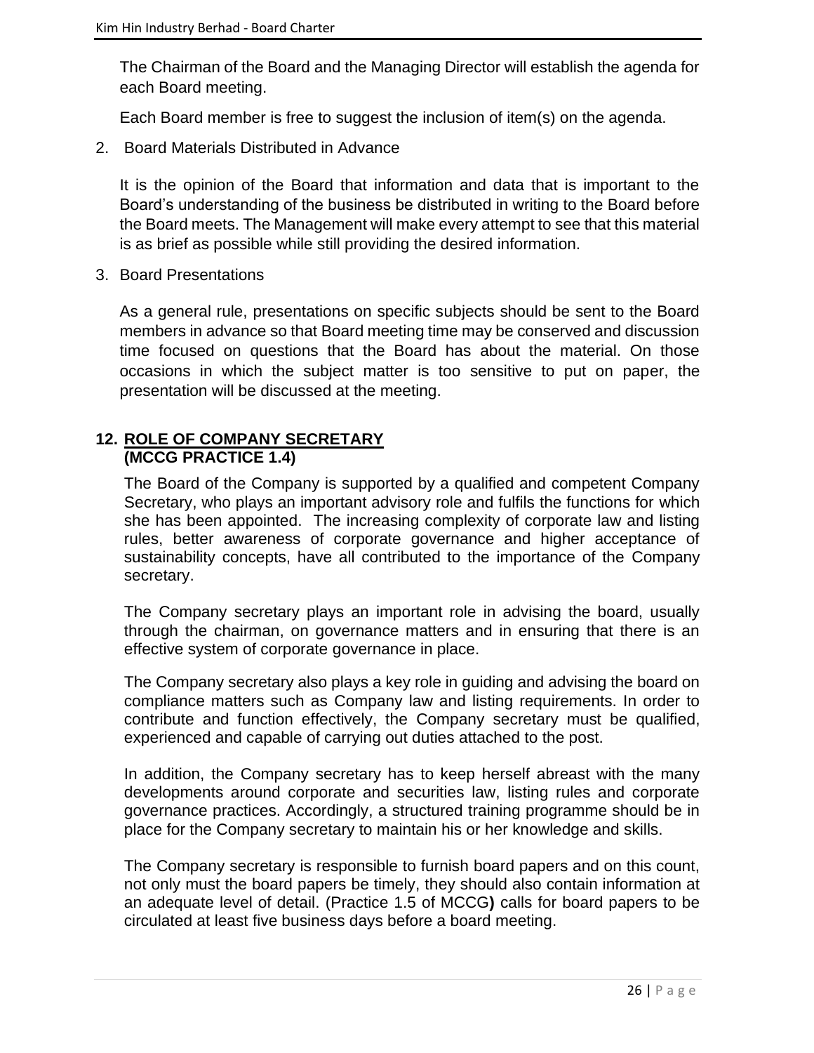The Chairman of the Board and the Managing Director will establish the agenda for each Board meeting.

Each Board member is free to suggest the inclusion of item(s) on the agenda.

2. Board Materials Distributed in Advance

   It is the opinion of the Board that information and data that is important to the Board's understanding of the business be distributed in writing to the Board before the Board meets. The Management will make every attempt to see that this material is as brief as possible while still providing the desired information.

3. Board Presentations

   As a general rule, presentations on specific subjects should be sent to the Board members in advance so that Board meeting time may be conserved and discussion time focused on questions that the Board has about the material. On those occasions in which the subject matter is too sensitive to put on paper, the presentation will be discussed at the meeting.

## 12. ROLE OF COMPANY SECRETARY (MCCG PRACTICE 1.4)

The Board of the Company is supported by a qualified and competent Company Secretary, who plays an important advisory role and fulfils the functions for which she has been appointed. The increasing complexity of corporate law and listing rules, better awareness of corporate governance and higher acceptance of sustainability concepts, have all contributed to the importance of the Company secretary.

The Company secretary plays an important role in advising the board, usually through the chairman, on governance matters and in ensuring that there is an effective system of corporate governance in place.

The Company secretary also plays a key role in guiding and advising the board on compliance matters such as Company law and listing requirements. In order to contribute and function effectively, the Company secretary must be qualified, experienced and capable of carrying out duties attached to the post.

In addition, the Company secretary has to keep herself abreast with the many developments around corporate and securities law, listing rules and corporate governance practices. Accordingly, a structured training programme should be in place for the Company secretary to maintain his or her knowledge and skills.

The Company secretary is responsible to furnish board papers and on this count, not only must the board papers be timely, they should also contain information at an adequate level of detail. (Practice 1.5 of MCCG**)** calls for board papers to be circulated at least five business days before a board meeting.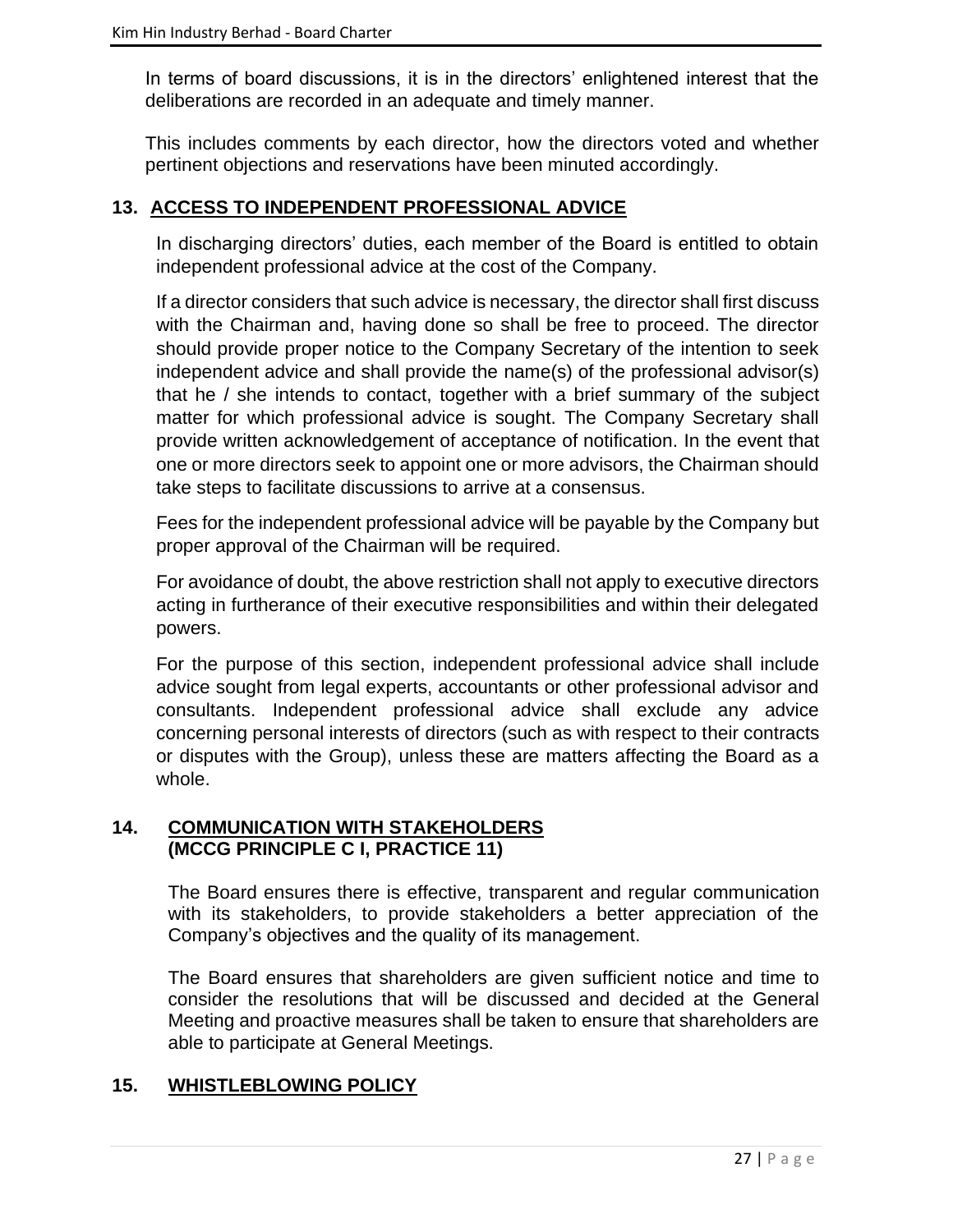In terms of board discussions, it is in the directors' enlightened interest that the deliberations are recorded in an adequate and timely manner.

This includes comments by each director, how the directors voted and whether pertinent objections and reservations have been minuted accordingly.

## 13. ACCESS TO INDEPENDENT PROFESSIONAL ADVICE

In discharging directors' duties, each member of the Board is entitled to obtain independent professional advice at the cost of the Company.

If a director considers that such advice is necessary, the director shall first discuss with the Chairman and, having done so shall be free to proceed. The director should provide proper notice to the Company Secretary of the intention to seek independent advice and shall provide the name(s) of the professional advisor(s) that he / she intends to contact, together with a brief summary of the subject matter for which professional advice is sought. The Company Secretary shall provide written acknowledgement of acceptance of notification. In the event that one or more directors seek to appoint one or more advisors, the Chairman should take steps to facilitate discussions to arrive at a consensus.

Fees for the independent professional advice will be payable by the Company but proper approval of the Chairman will be required.

For avoidance of doubt, the above restriction shall not apply to executive directors acting in furtherance of their executive responsibilities and within their delegated powers.

For the purpose of this section, independent professional advice shall include advice sought from legal experts, accountants or other professional advisor and consultants. Independent professional advice shall exclude any advice concerning personal interests of directors (such as with respect to their contracts or disputes with the Group), unless these are matters affecting the Board as a whole.

## 14. COMMUNICATION WITH STAKEHOLDERS (MCCG PRINCIPLE C I, PRACTICE 11)

The Board ensures there is effective, transparent and regular communication with its stakeholders, to provide stakeholders a better appreciation of the Company's objectives and the quality of its management.

The Board ensures that shareholders are given sufficient notice and time to consider the resolutions that will be discussed and decided at the General Meeting and proactive measures shall be taken to ensure that shareholders are able to participate at General Meetings.

## 15. WHISTLEBLOWING POLICY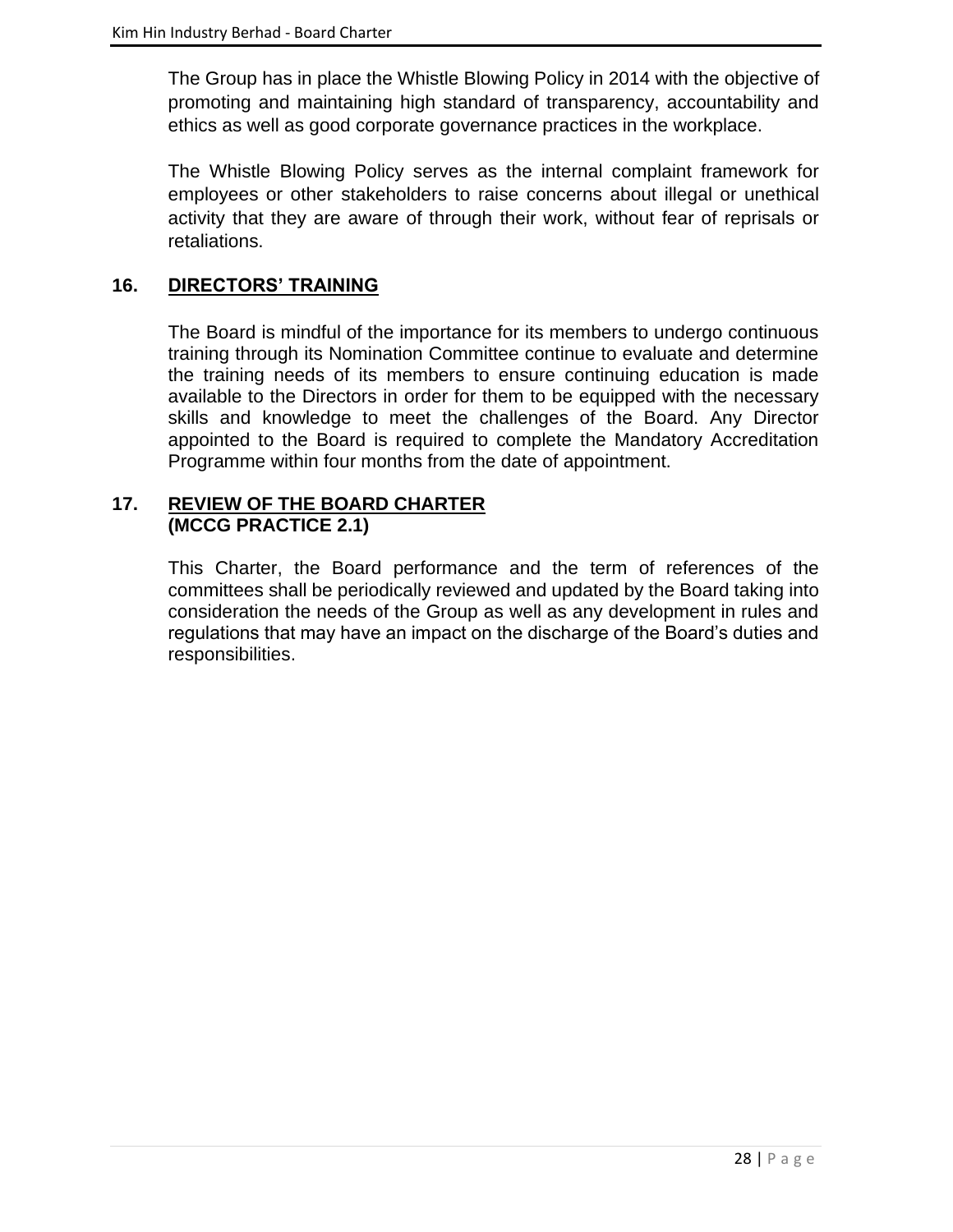The Group has in place the Whistle Blowing Policy in 2014 with the objective of promoting and maintaining high standard of transparency, accountability and ethics as well as good corporate governance practices in the workplace.

The Whistle Blowing Policy serves as the internal complaint framework for employees or other stakeholders to raise concerns about illegal or unethical activity that they are aware of through their work, without fear of reprisals or retaliations.

## 16. DIRECTORS' TRAINING

The Board is mindful of the importance for its members to undergo continuous training through its Nomination Committee continue to evaluate and determine the training needs of its members to ensure continuing education is made available to the Directors in order for them to be equipped with the necessary skills and knowledge to meet the challenges of the Board. Any Director appointed to the Board is required to complete the Mandatory Accreditation Programme within four months from the date of appointment.

## 17. REVIEW OF THE BOARD CHARTER (MCCG PRACTICE 2.1)

This Charter, the Board performance and the term of references of the committees shall be periodically reviewed and updated by the Board taking into consideration the needs of the Group as well as any development in rules and regulations that may have an impact on the discharge of the Board's duties and responsibilities.